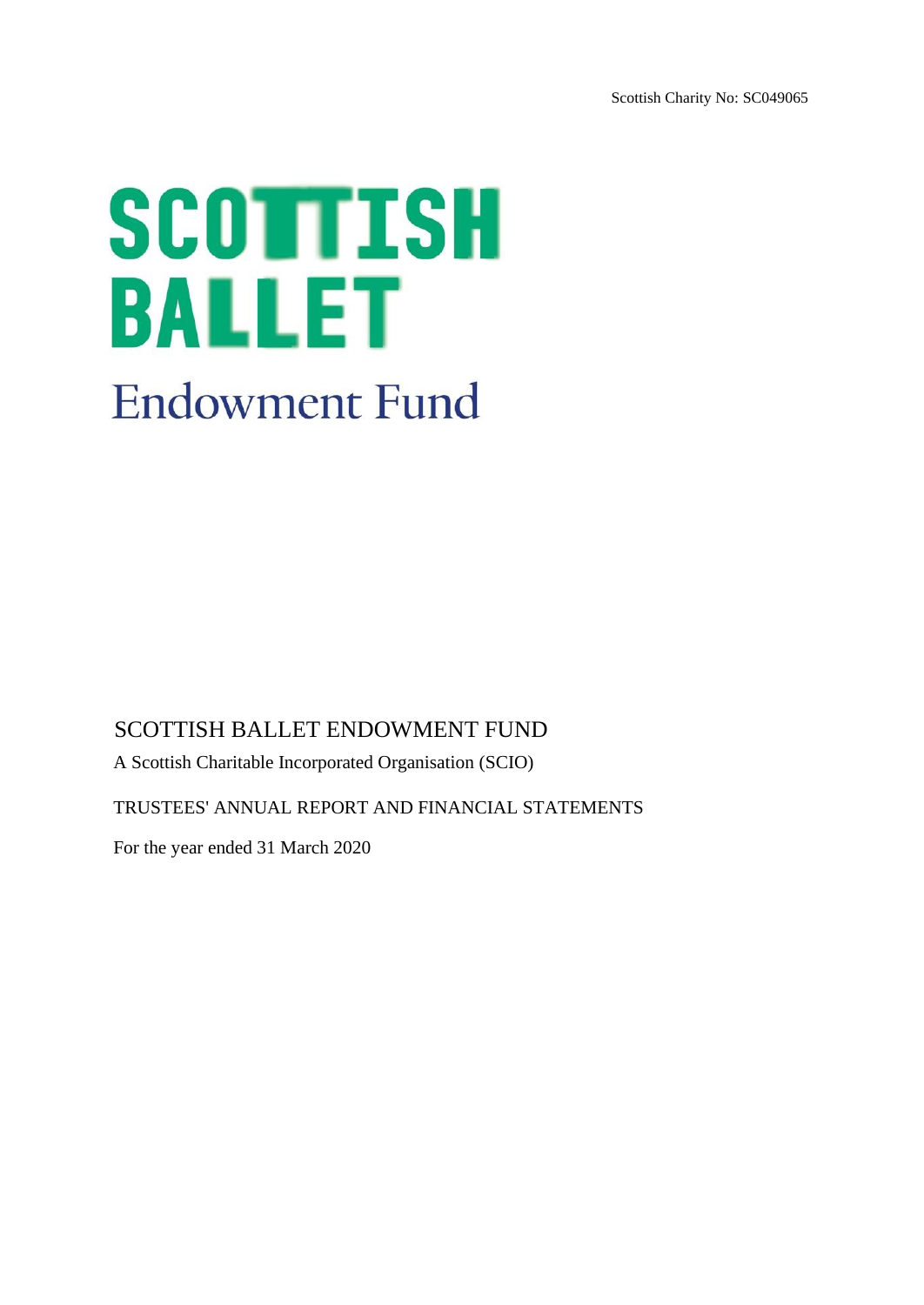Scottish Charity No: SC049065

# SCOTTISH BALLET

## Endowment Fund

SCOTTISH BALLET ENDOWMENT FUND

A Scottish Charitable Incorporated Organisation (SCIO)

TRUSTEES' ANNUAL REPORT AND FINANCIAL STATEMENTS

For the year ended 31 March 2020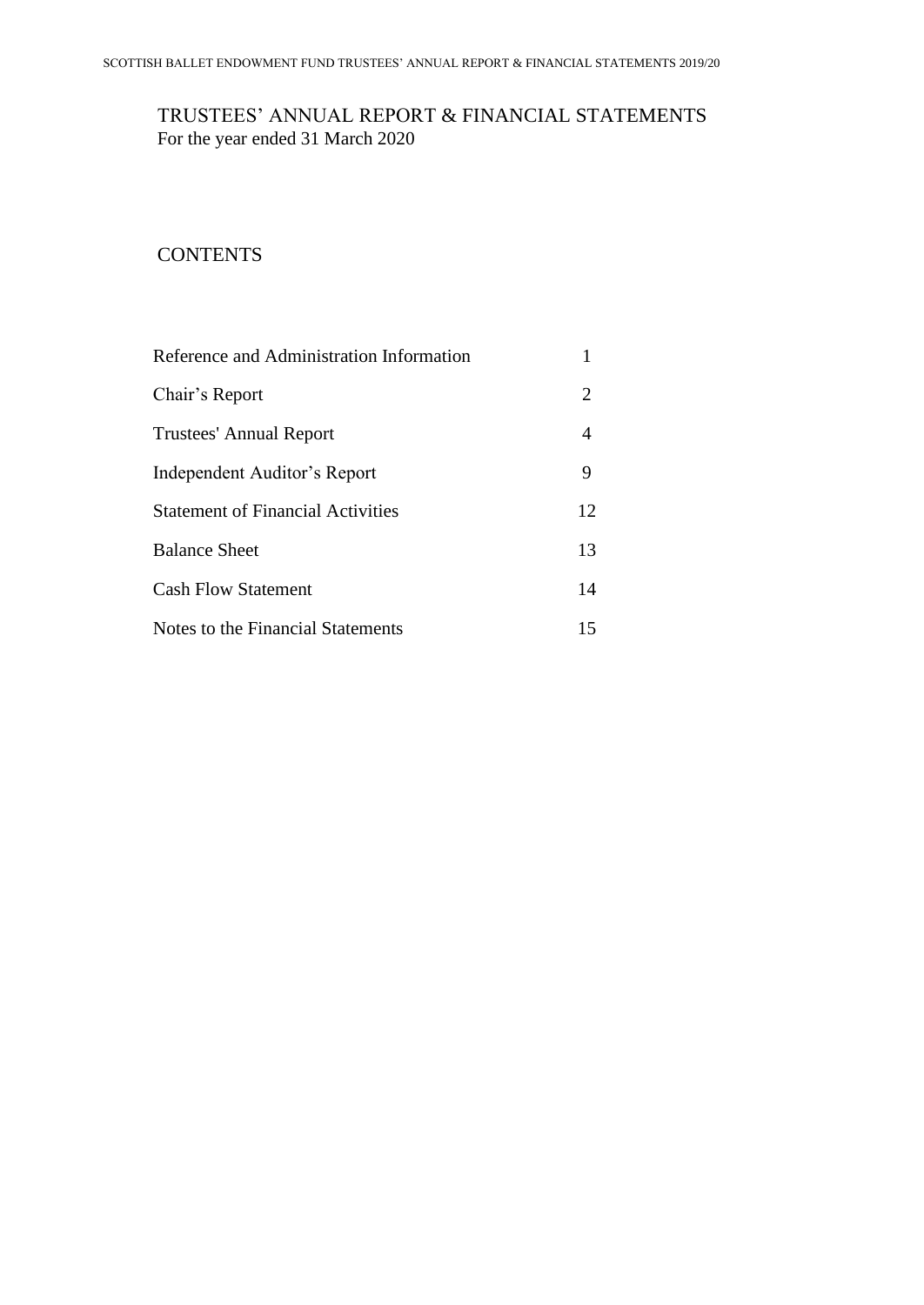# TRUSTEES' ANNUAL REPORT & FINANCIAL STATEMENTS

For the year ended 31 March 2020

## CONTENTS

| | |
|---|---|
| Reference and Administration Information | 1 |
| Chair's Report | 2 |
| Trustees' Annual Report | 4 |
| Independent Auditor's Report | 9 |
| Statement of Financial Activities | 12 |
| Balance Sheet | 13 |
| Cash Flow Statement | 14 |
| Notes to the Financial Statements | 15 |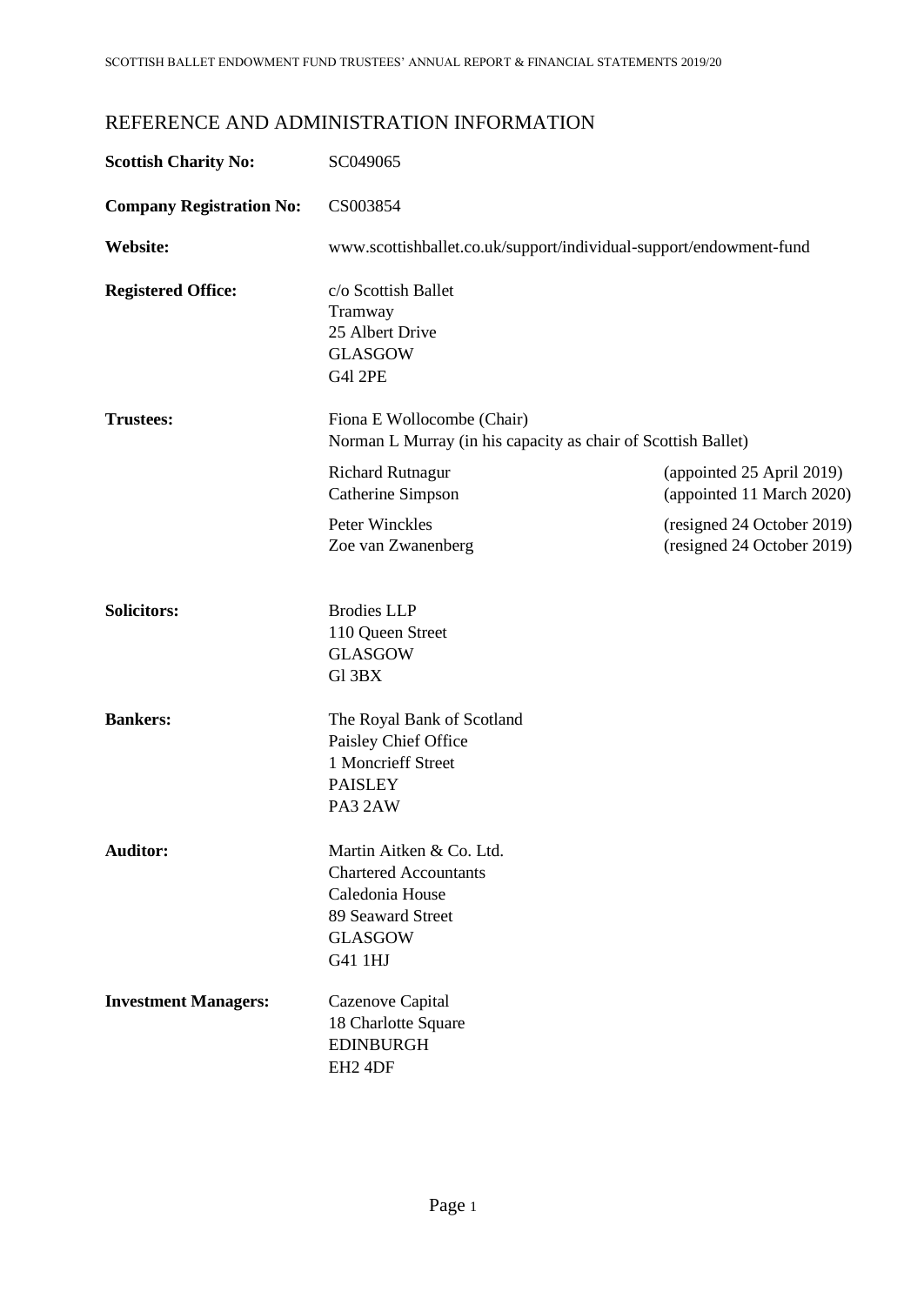# REFERENCE AND ADMINISTRATION INFORMATION

**Scottish Charity No:** SC049065

**Company Registration No:** CS003854

**Website:** www.scottishballet.co.uk/support/individual-support/endowment-fund

**Registered Office:**
c/o Scottish Ballet
Tramway
25 Albert Drive
GLASGOW
G4l 2PE

**Trustees:**
Fiona E Wollocombe (Chair)
Norman L Murray (in his capacity as chair of Scottish Ballet)

| | |
|---|---|
| Richard Rutnagur | (appointed 25 April 2019) |
| Catherine Simpson | (appointed 11 March 2020) |
| Peter Winckles | (resigned 24 October 2019) |
| Zoe van Zwanenberg | (resigned 24 October 2019) |

**Solicitors:**
Brodies LLP
110 Queen Street
GLASGOW
Gl 3BX

**Bankers:**
The Royal Bank of Scotland
Paisley Chief Office
1 Moncrieff Street
PAISLEY
PA3 2AW

**Auditor:**
Martin Aitken & Co. Ltd.
Chartered Accountants
Caledonia House
89 Seaward Street
GLASGOW
G41 1HJ

**Investment Managers:**
Cazenove Capital
18 Charlotte Square
EDINBURGH
EH2 4DF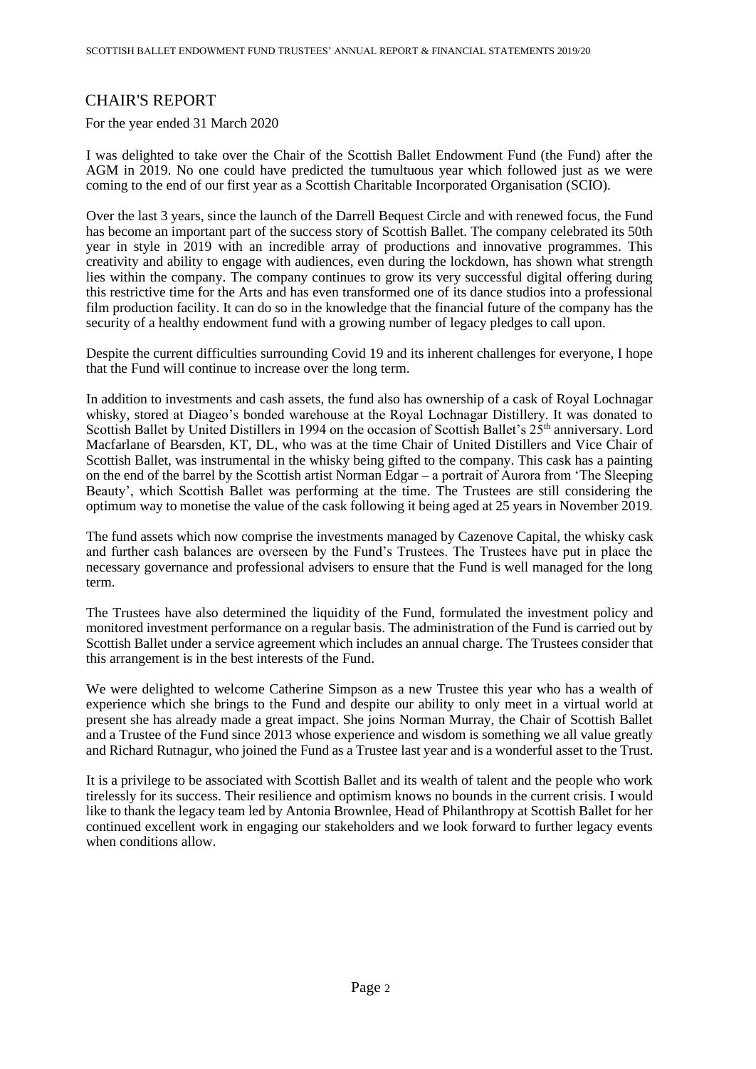# CHAIR'S REPORT

For the year ended 31 March 2020

I was delighted to take over the Chair of the Scottish Ballet Endowment Fund (the Fund) after the AGM in 2019. No one could have predicted the tumultuous year which followed just as we were coming to the end of our first year as a Scottish Charitable Incorporated Organisation (SCIO).

Over the last 3 years, since the launch of the Darrell Bequest Circle and with renewed focus, the Fund has become an important part of the success story of Scottish Ballet. The company celebrated its 50th year in style in 2019 with an incredible array of productions and innovative programmes. This creativity and ability to engage with audiences, even during the lockdown, has shown what strength lies within the company. The company continues to grow its very successful digital offering during this restrictive time for the Arts and has even transformed one of its dance studios into a professional film production facility. It can do so in the knowledge that the financial future of the company has the security of a healthy endowment fund with a growing number of legacy pledges to call upon.

Despite the current difficulties surrounding Covid 19 and its inherent challenges for everyone, I hope that the Fund will continue to increase over the long term.

In addition to investments and cash assets, the fund also has ownership of a cask of Royal Lochnagar whisky, stored at Diageo's bonded warehouse at the Royal Lochnagar Distillery. It was donated to Scottish Ballet by United Distillers in 1994 on the occasion of Scottish Ballet's 25th anniversary. Lord Macfarlane of Bearsden, KT, DL, who was at the time Chair of United Distillers and Vice Chair of Scottish Ballet, was instrumental in the whisky being gifted to the company. This cask has a painting on the end of the barrel by the Scottish artist Norman Edgar – a portrait of Aurora from 'The Sleeping Beauty', which Scottish Ballet was performing at the time. The Trustees are still considering the optimum way to monetise the value of the cask following it being aged at 25 years in November 2019.

The fund assets which now comprise the investments managed by Cazenove Capital, the whisky cask and further cash balances are overseen by the Fund's Trustees. The Trustees have put in place the necessary governance and professional advisers to ensure that the Fund is well managed for the long term.

The Trustees have also determined the liquidity of the Fund, formulated the investment policy and monitored investment performance on a regular basis. The administration of the Fund is carried out by Scottish Ballet under a service agreement which includes an annual charge. The Trustees consider that this arrangement is in the best interests of the Fund.

We were delighted to welcome Catherine Simpson as a new Trustee this year who has a wealth of experience which she brings to the Fund and despite our ability to only meet in a virtual world at present she has already made a great impact. She joins Norman Murray, the Chair of Scottish Ballet and a Trustee of the Fund since 2013 whose experience and wisdom is something we all value greatly and Richard Rutnagur, who joined the Fund as a Trustee last year and is a wonderful asset to the Trust.

It is a privilege to be associated with Scottish Ballet and its wealth of talent and the people who work tirelessly for its success. Their resilience and optimism knows no bounds in the current crisis. I would like to thank the legacy team led by Antonia Brownlee, Head of Philanthropy at Scottish Ballet for her continued excellent work in engaging our stakeholders and we look forward to further legacy events when conditions allow.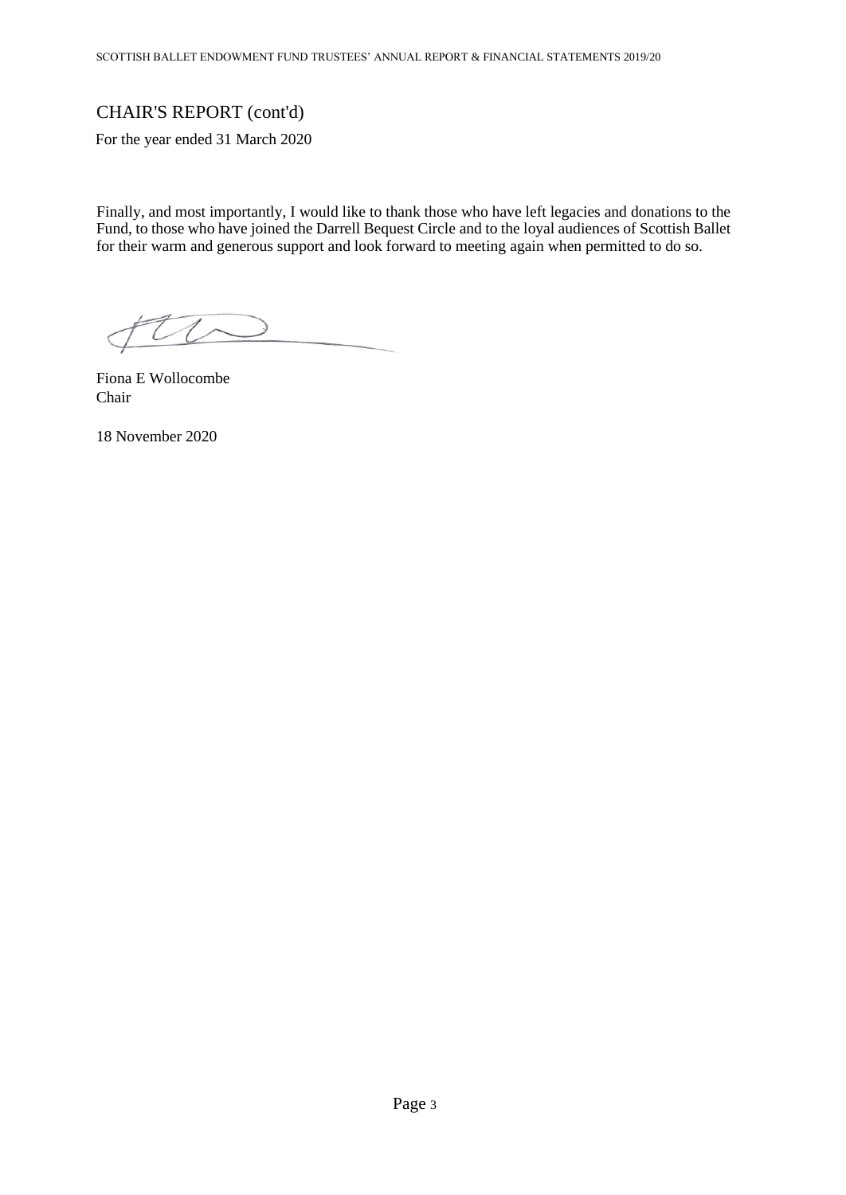## CHAIR'S REPORT (cont'd)

For the year ended 31 March 2020

Finally, and most importantly, I would like to thank those who have left legacies and donations to the Fund, to those who have joined the Darrell Bequest Circle and to the loyal audiences of Scottish Ballet for their warm and generous support and look forward to meeting again when permitted to do so.

Fiona E Wollocombe
Chair

18 November 2020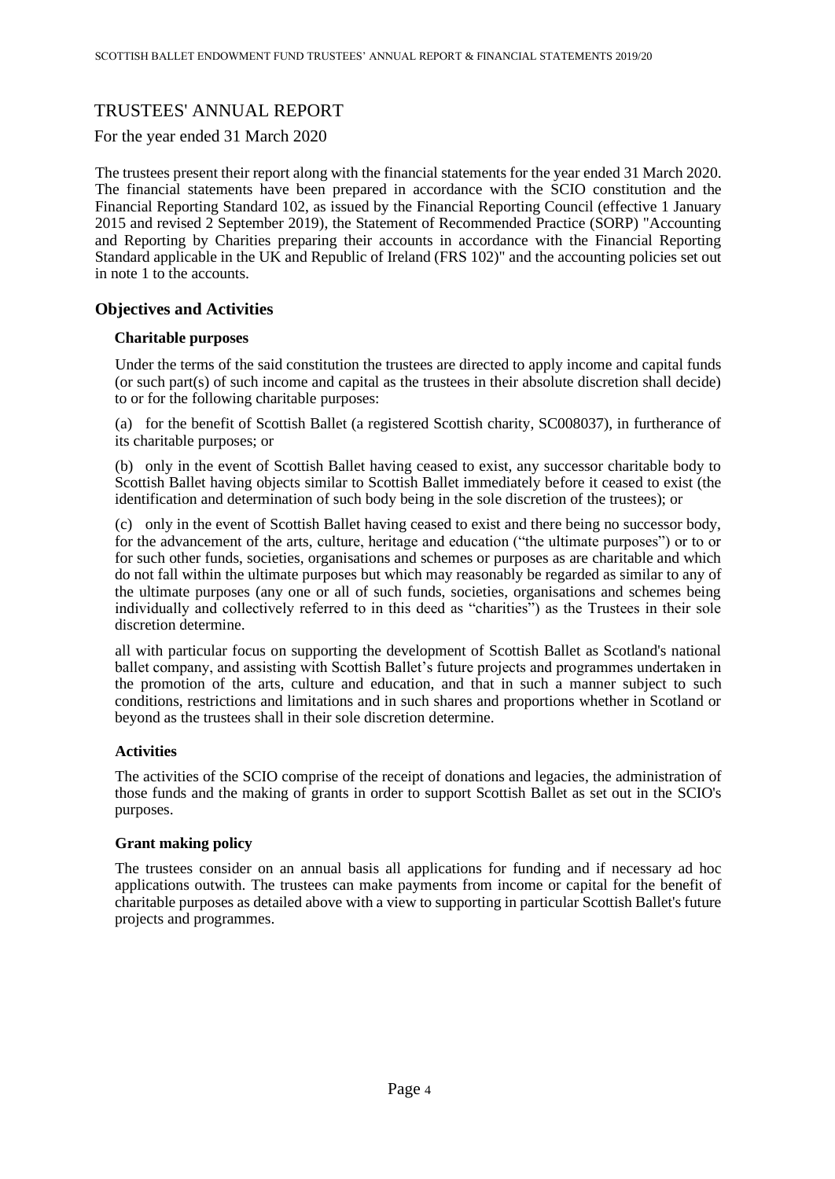# TRUSTEES' ANNUAL REPORT

For the year ended 31 March 2020

The trustees present their report along with the financial statements for the year ended 31 March 2020. The financial statements have been prepared in accordance with the SCIO constitution and the Financial Reporting Standard 102, as issued by the Financial Reporting Council (effective 1 January 2015 and revised 2 September 2019), the Statement of Recommended Practice (SORP) "Accounting and Reporting by Charities preparing their accounts in accordance with the Financial Reporting Standard applicable in the UK and Republic of Ireland (FRS 102)" and the accounting policies set out in note 1 to the accounts.

## Objectives and Activities

### Charitable purposes

Under the terms of the said constitution the trustees are directed to apply income and capital funds (or such part(s) of such income and capital as the trustees in their absolute discretion shall decide) to or for the following charitable purposes:

(a) for the benefit of Scottish Ballet (a registered Scottish charity, SC008037), in furtherance of its charitable purposes; or

(b) only in the event of Scottish Ballet having ceased to exist, any successor charitable body to Scottish Ballet having objects similar to Scottish Ballet immediately before it ceased to exist (the identification and determination of such body being in the sole discretion of the trustees); or

(c) only in the event of Scottish Ballet having ceased to exist and there being no successor body, for the advancement of the arts, culture, heritage and education ("the ultimate purposes") or to or for such other funds, societies, organisations and schemes or purposes as are charitable and which do not fall within the ultimate purposes but which may reasonably be regarded as similar to any of the ultimate purposes (any one or all of such funds, societies, organisations and schemes being individually and collectively referred to in this deed as "charities") as the Trustees in their sole discretion determine.

all with particular focus on supporting the development of Scottish Ballet as Scotland's national ballet company, and assisting with Scottish Ballet's future projects and programmes undertaken in the promotion of the arts, culture and education, and that in such a manner subject to such conditions, restrictions and limitations and in such shares and proportions whether in Scotland or beyond as the trustees shall in their sole discretion determine.

### Activities

The activities of the SCIO comprise of the receipt of donations and legacies, the administration of those funds and the making of grants in order to support Scottish Ballet as set out in the SCIO's purposes.

### Grant making policy

The trustees consider on an annual basis all applications for funding and if necessary ad hoc applications outwith. The trustees can make payments from income or capital for the benefit of charitable purposes as detailed above with a view to supporting in particular Scottish Ballet's future projects and programmes.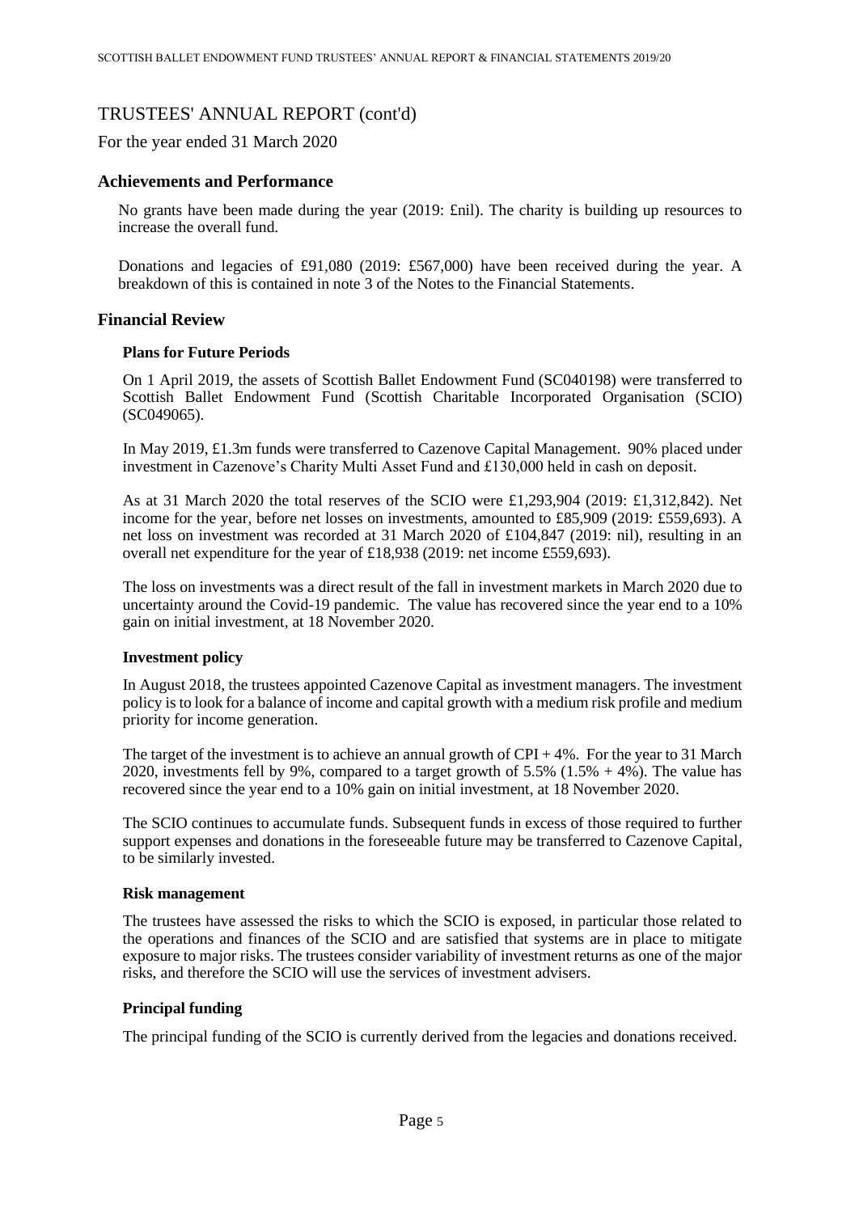# TRUSTEES' ANNUAL REPORT (cont'd)

For the year ended 31 March 2020

## Achievements and Performance

No grants have been made during the year (2019: £nil). The charity is building up resources to increase the overall fund.

Donations and legacies of £91,080 (2019: £567,000) have been received during the year. A breakdown of this is contained in note 3 of the Notes to the Financial Statements.

## Financial Review

### Plans for Future Periods

On 1 April 2019, the assets of Scottish Ballet Endowment Fund (SC040198) were transferred to Scottish Ballet Endowment Fund (Scottish Charitable Incorporated Organisation (SCIO) (SC049065).

In May 2019, £1.3m funds were transferred to Cazenove Capital Management. 90% placed under investment in Cazenove's Charity Multi Asset Fund and £130,000 held in cash on deposit.

As at 31 March 2020 the total reserves of the SCIO were £1,293,904 (2019: £1,312,842). Net income for the year, before net losses on investments, amounted to £85,909 (2019: £559,693). A net loss on investment was recorded at 31 March 2020 of £104,847 (2019: nil), resulting in an overall net expenditure for the year of £18,938 (2019: net income £559,693).

The loss on investments was a direct result of the fall in investment markets in March 2020 due to uncertainty around the Covid-19 pandemic. The value has recovered since the year end to a 10% gain on initial investment, at 18 November 2020.

### Investment policy

In August 2018, the trustees appointed Cazenove Capital as investment managers. The investment policy is to look for a balance of income and capital growth with a medium risk profile and medium priority for income generation.

The target of the investment is to achieve an annual growth of CPI + 4%. For the year to 31 March 2020, investments fell by 9%, compared to a target growth of 5.5% (1.5% + 4%). The value has recovered since the year end to a 10% gain on initial investment, at 18 November 2020.

The SCIO continues to accumulate funds. Subsequent funds in excess of those required to further support expenses and donations in the foreseeable future may be transferred to Cazenove Capital, to be similarly invested.

### Risk management

The trustees have assessed the risks to which the SCIO is exposed, in particular those related to the operations and finances of the SCIO and are satisfied that systems are in place to mitigate exposure to major risks. The trustees consider variability of investment returns as one of the major risks, and therefore the SCIO will use the services of investment advisers.

### Principal funding

The principal funding of the SCIO is currently derived from the legacies and donations received.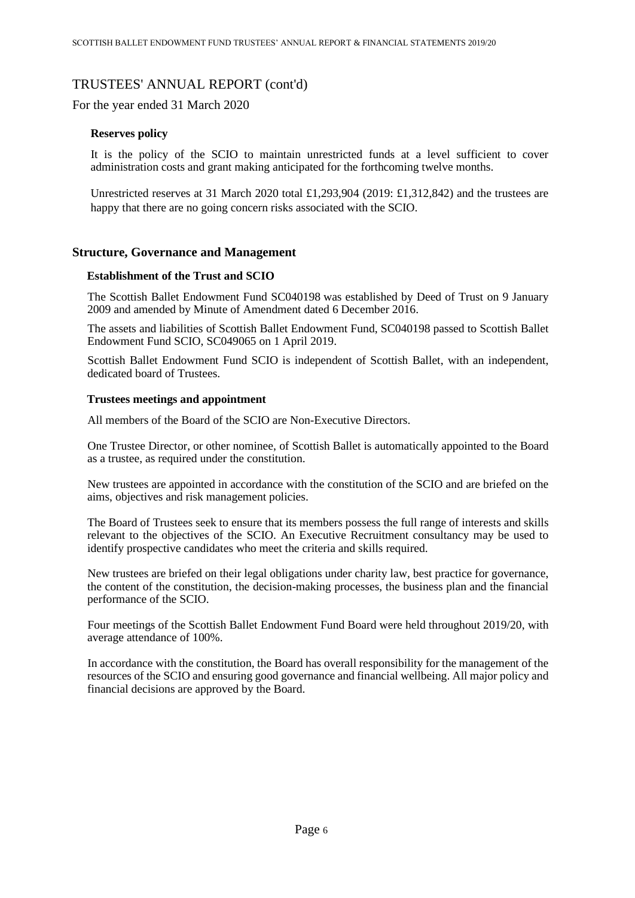# TRUSTEES' ANNUAL REPORT (cont'd)

For the year ended 31 March 2020

### Reserves policy

It is the policy of the SCIO to maintain unrestricted funds at a level sufficient to cover administration costs and grant making anticipated for the forthcoming twelve months.

Unrestricted reserves at 31 March 2020 total £1,293,904 (2019: £1,312,842) and the trustees are happy that there are no going concern risks associated with the SCIO.

## Structure, Governance and Management

### Establishment of the Trust and SCIO

The Scottish Ballet Endowment Fund SC040198 was established by Deed of Trust on 9 January 2009 and amended by Minute of Amendment dated 6 December 2016.

The assets and liabilities of Scottish Ballet Endowment Fund, SC040198 passed to Scottish Ballet Endowment Fund SCIO, SC049065 on 1 April 2019.

Scottish Ballet Endowment Fund SCIO is independent of Scottish Ballet, with an independent, dedicated board of Trustees.

### Trustees meetings and appointment

All members of the Board of the SCIO are Non-Executive Directors.

One Trustee Director, or other nominee, of Scottish Ballet is automatically appointed to the Board as a trustee, as required under the constitution.

New trustees are appointed in accordance with the constitution of the SCIO and are briefed on the aims, objectives and risk management policies.

The Board of Trustees seek to ensure that its members possess the full range of interests and skills relevant to the objectives of the SCIO. An Executive Recruitment consultancy may be used to identify prospective candidates who meet the criteria and skills required.

New trustees are briefed on their legal obligations under charity law, best practice for governance, the content of the constitution, the decision-making processes, the business plan and the financial performance of the SCIO.

Four meetings of the Scottish Ballet Endowment Fund Board were held throughout 2019/20, with average attendance of 100%.

In accordance with the constitution, the Board has overall responsibility for the management of the resources of the SCIO and ensuring good governance and financial wellbeing. All major policy and financial decisions are approved by the Board.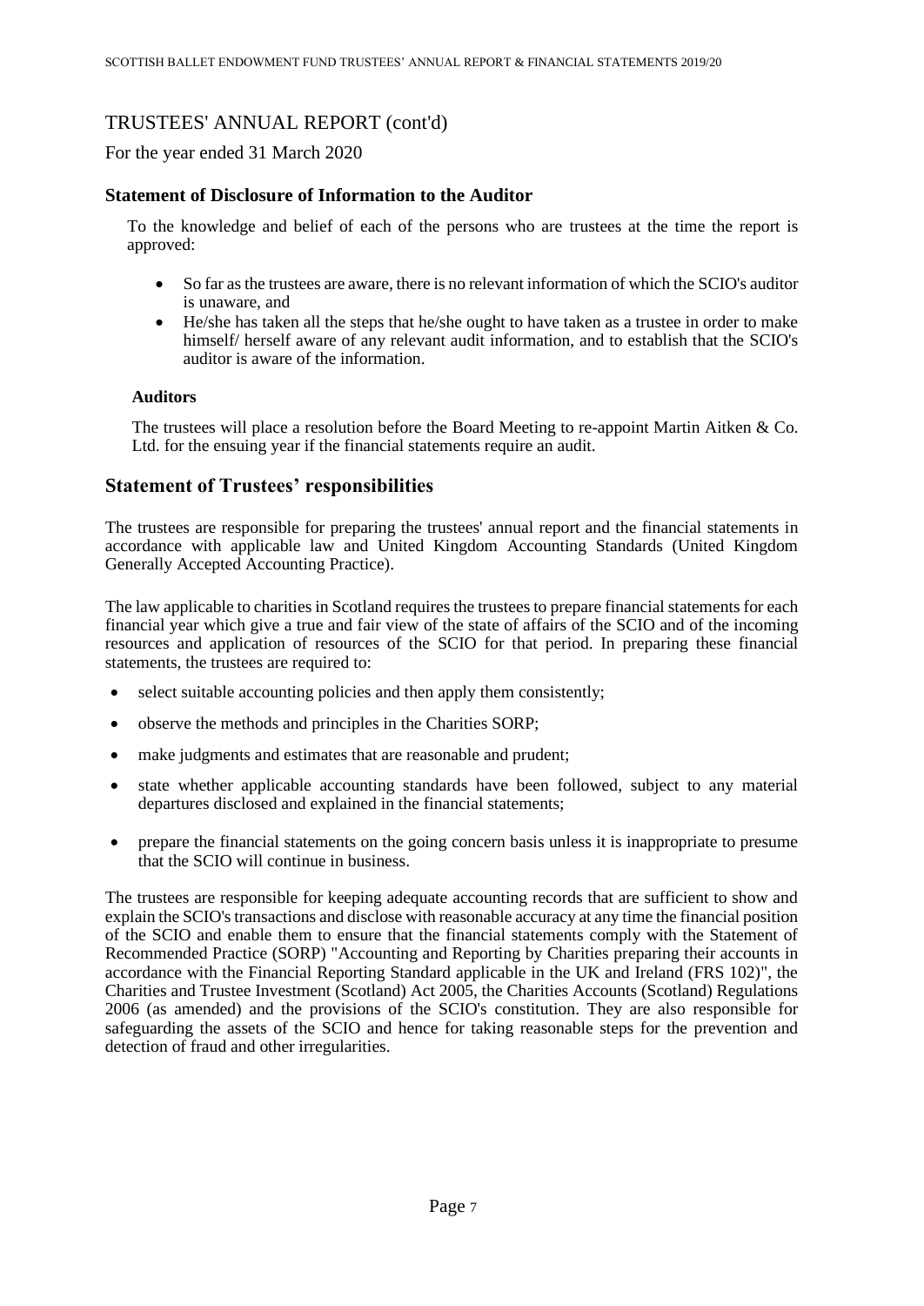# TRUSTEES' ANNUAL REPORT (cont'd)

For the year ended 31 March 2020

### Statement of Disclosure of Information to the Auditor

To the knowledge and belief of each of the persons who are trustees at the time the report is approved:

- So far as the trustees are aware, there is no relevant information of which the SCIO's auditor is unaware, and
- He/she has taken all the steps that he/she ought to have taken as a trustee in order to make himself/ herself aware of any relevant audit information, and to establish that the SCIO's auditor is aware of the information.

**Auditors**

The trustees will place a resolution before the Board Meeting to re-appoint Martin Aitken & Co. Ltd. for the ensuing year if the financial statements require an audit.

## Statement of Trustees' responsibilities

The trustees are responsible for preparing the trustees' annual report and the financial statements in accordance with applicable law and United Kingdom Accounting Standards (United Kingdom Generally Accepted Accounting Practice).

The law applicable to charities in Scotland requires the trustees to prepare financial statements for each financial year which give a true and fair view of the state of affairs of the SCIO and of the incoming resources and application of resources of the SCIO for that period. In preparing these financial statements, the trustees are required to:

- select suitable accounting policies and then apply them consistently;
- observe the methods and principles in the Charities SORP;
- make judgments and estimates that are reasonable and prudent;
- state whether applicable accounting standards have been followed, subject to any material departures disclosed and explained in the financial statements;
- prepare the financial statements on the going concern basis unless it is inappropriate to presume that the SCIO will continue in business.

The trustees are responsible for keeping adequate accounting records that are sufficient to show and explain the SCIO's transactions and disclose with reasonable accuracy at any time the financial position of the SCIO and enable them to ensure that the financial statements comply with the Statement of Recommended Practice (SORP) "Accounting and Reporting by Charities preparing their accounts in accordance with the Financial Reporting Standard applicable in the UK and Ireland (FRS 102)", the Charities and Trustee Investment (Scotland) Act 2005, the Charities Accounts (Scotland) Regulations 2006 (as amended) and the provisions of the SCIO's constitution. They are also responsible for safeguarding the assets of the SCIO and hence for taking reasonable steps for the prevention and detection of fraud and other irregularities.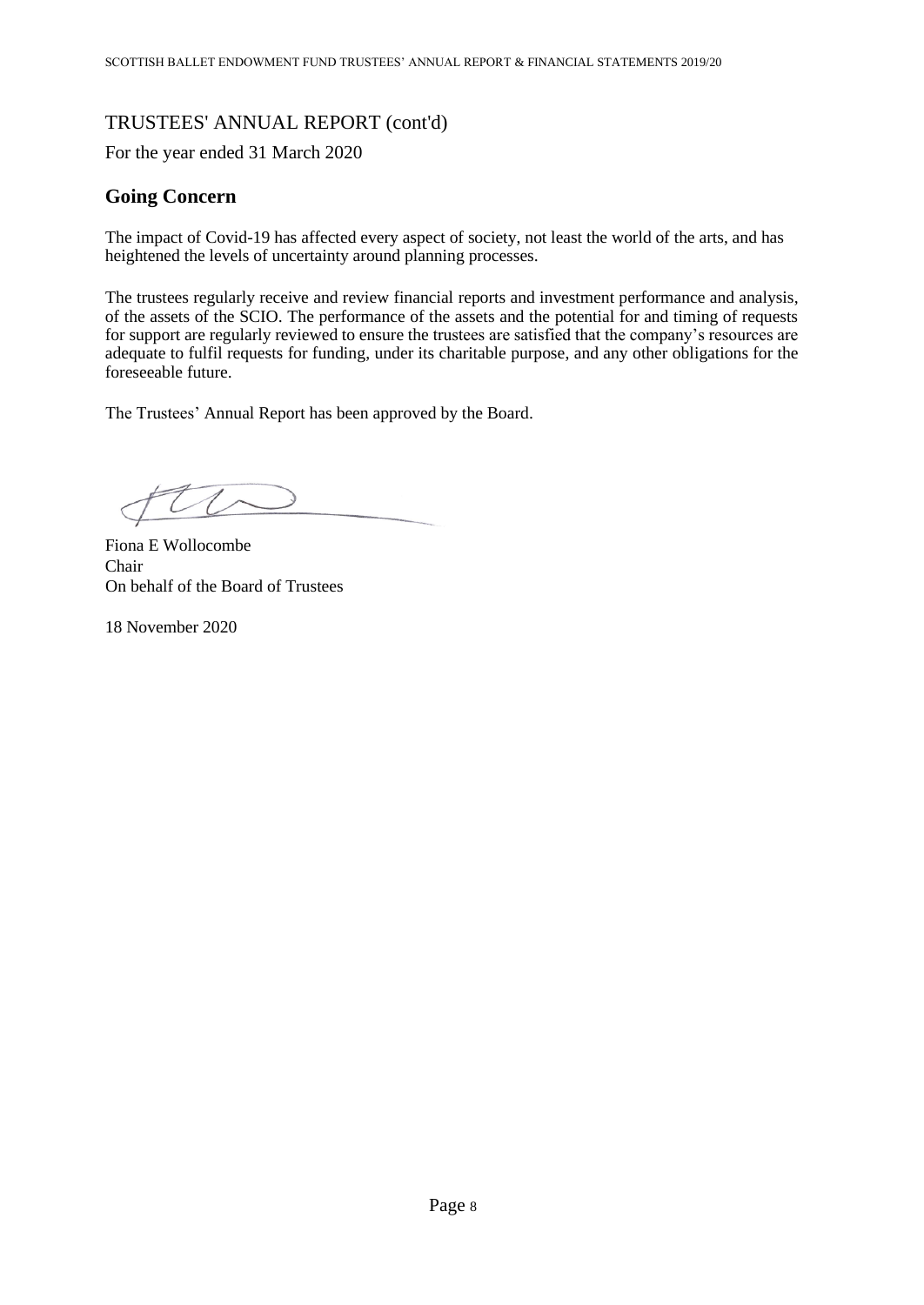## TRUSTEES' ANNUAL REPORT (cont'd)

For the year ended 31 March 2020

### Going Concern

The impact of Covid-19 has affected every aspect of society, not least the world of the arts, and has heightened the levels of uncertainty around planning processes.

The trustees regularly receive and review financial reports and investment performance and analysis, of the assets of the SCIO. The performance of the assets and the potential for and timing of requests for support are regularly reviewed to ensure the trustees are satisfied that the company's resources are adequate to fulfil requests for funding, under its charitable purpose, and any other obligations for the foreseeable future.

The Trustees' Annual Report has been approved by the Board.

Fiona E Wollocombe
Chair
On behalf of the Board of Trustees

18 November 2020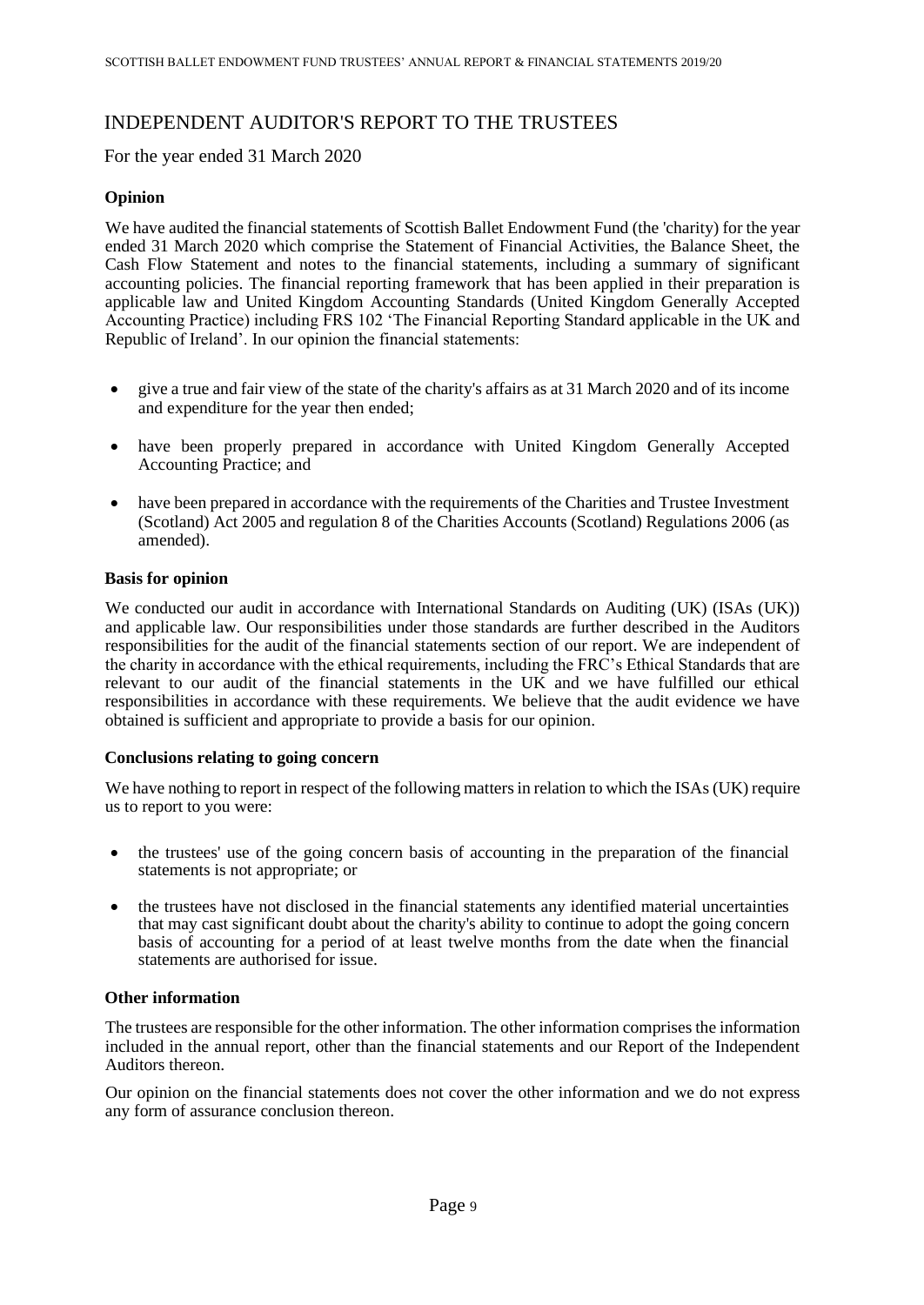# INDEPENDENT AUDITOR'S REPORT TO THE TRUSTEES

For the year ended 31 March 2020

### Opinion

We have audited the financial statements of Scottish Ballet Endowment Fund (the 'charity) for the year ended 31 March 2020 which comprise the Statement of Financial Activities, the Balance Sheet, the Cash Flow Statement and notes to the financial statements, including a summary of significant accounting policies. The financial reporting framework that has been applied in their preparation is applicable law and United Kingdom Accounting Standards (United Kingdom Generally Accepted Accounting Practice) including FRS 102 'The Financial Reporting Standard applicable in the UK and Republic of Ireland'. In our opinion the financial statements:

- give a true and fair view of the state of the charity's affairs as at 31 March 2020 and of its income and expenditure for the year then ended;
- have been properly prepared in accordance with United Kingdom Generally Accepted Accounting Practice; and
- have been prepared in accordance with the requirements of the Charities and Trustee Investment (Scotland) Act 2005 and regulation 8 of the Charities Accounts (Scotland) Regulations 2006 (as amended).

### Basis for opinion

We conducted our audit in accordance with International Standards on Auditing (UK) (ISAs (UK)) and applicable law. Our responsibilities under those standards are further described in the Auditors responsibilities for the audit of the financial statements section of our report. We are independent of the charity in accordance with the ethical requirements, including the FRC's Ethical Standards that are relevant to our audit of the financial statements in the UK and we have fulfilled our ethical responsibilities in accordance with these requirements. We believe that the audit evidence we have obtained is sufficient and appropriate to provide a basis for our opinion.

### Conclusions relating to going concern

We have nothing to report in respect of the following matters in relation to which the ISAs (UK) require us to report to you were:

- the trustees' use of the going concern basis of accounting in the preparation of the financial statements is not appropriate; or
- the trustees have not disclosed in the financial statements any identified material uncertainties that may cast significant doubt about the charity's ability to continue to adopt the going concern basis of accounting for a period of at least twelve months from the date when the financial statements are authorised for issue.

### Other information

The trustees are responsible for the other information. The other information comprises the information included in the annual report, other than the financial statements and our Report of the Independent Auditors thereon.

Our opinion on the financial statements does not cover the other information and we do not express any form of assurance conclusion thereon.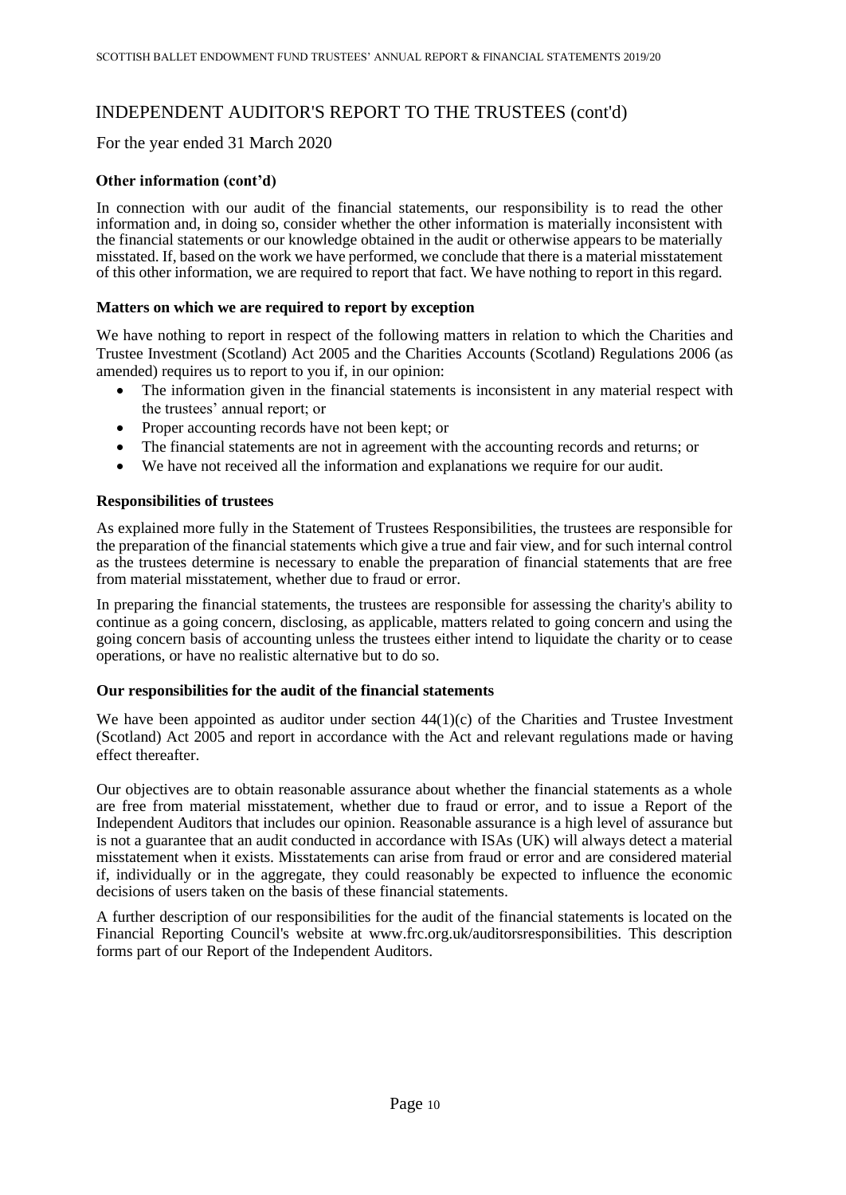# INDEPENDENT AUDITOR'S REPORT TO THE TRUSTEES (cont'd)

For the year ended 31 March 2020

**Other information (cont'd)**

In connection with our audit of the financial statements, our responsibility is to read the other information and, in doing so, consider whether the other information is materially inconsistent with the financial statements or our knowledge obtained in the audit or otherwise appears to be materially misstated. If, based on the work we have performed, we conclude that there is a material misstatement of this other information, we are required to report that fact. We have nothing to report in this regard.

**Matters on which we are required to report by exception**

We have nothing to report in respect of the following matters in relation to which the Charities and Trustee Investment (Scotland) Act 2005 and the Charities Accounts (Scotland) Regulations 2006 (as amended) requires us to report to you if, in our opinion:

- The information given in the financial statements is inconsistent in any material respect with the trustees' annual report; or
- Proper accounting records have not been kept; or
- The financial statements are not in agreement with the accounting records and returns; or
- We have not received all the information and explanations we require for our audit.

**Responsibilities of trustees**

As explained more fully in the Statement of Trustees Responsibilities, the trustees are responsible for the preparation of the financial statements which give a true and fair view, and for such internal control as the trustees determine is necessary to enable the preparation of financial statements that are free from material misstatement, whether due to fraud or error.

In preparing the financial statements, the trustees are responsible for assessing the charity's ability to continue as a going concern, disclosing, as applicable, matters related to going concern and using the going concern basis of accounting unless the trustees either intend to liquidate the charity or to cease operations, or have no realistic alternative but to do so.

**Our responsibilities for the audit of the financial statements**

We have been appointed as auditor under section 44(1)(c) of the Charities and Trustee Investment (Scotland) Act 2005 and report in accordance with the Act and relevant regulations made or having effect thereafter.

Our objectives are to obtain reasonable assurance about whether the financial statements as a whole are free from material misstatement, whether due to fraud or error, and to issue a Report of the Independent Auditors that includes our opinion. Reasonable assurance is a high level of assurance but is not a guarantee that an audit conducted in accordance with ISAs (UK) will always detect a material misstatement when it exists. Misstatements can arise from fraud or error and are considered material if, individually or in the aggregate, they could reasonably be expected to influence the economic decisions of users taken on the basis of these financial statements.

A further description of our responsibilities for the audit of the financial statements is located on the Financial Reporting Council's website at www.frc.org.uk/auditorsresponsibilities. This description forms part of our Report of the Independent Auditors.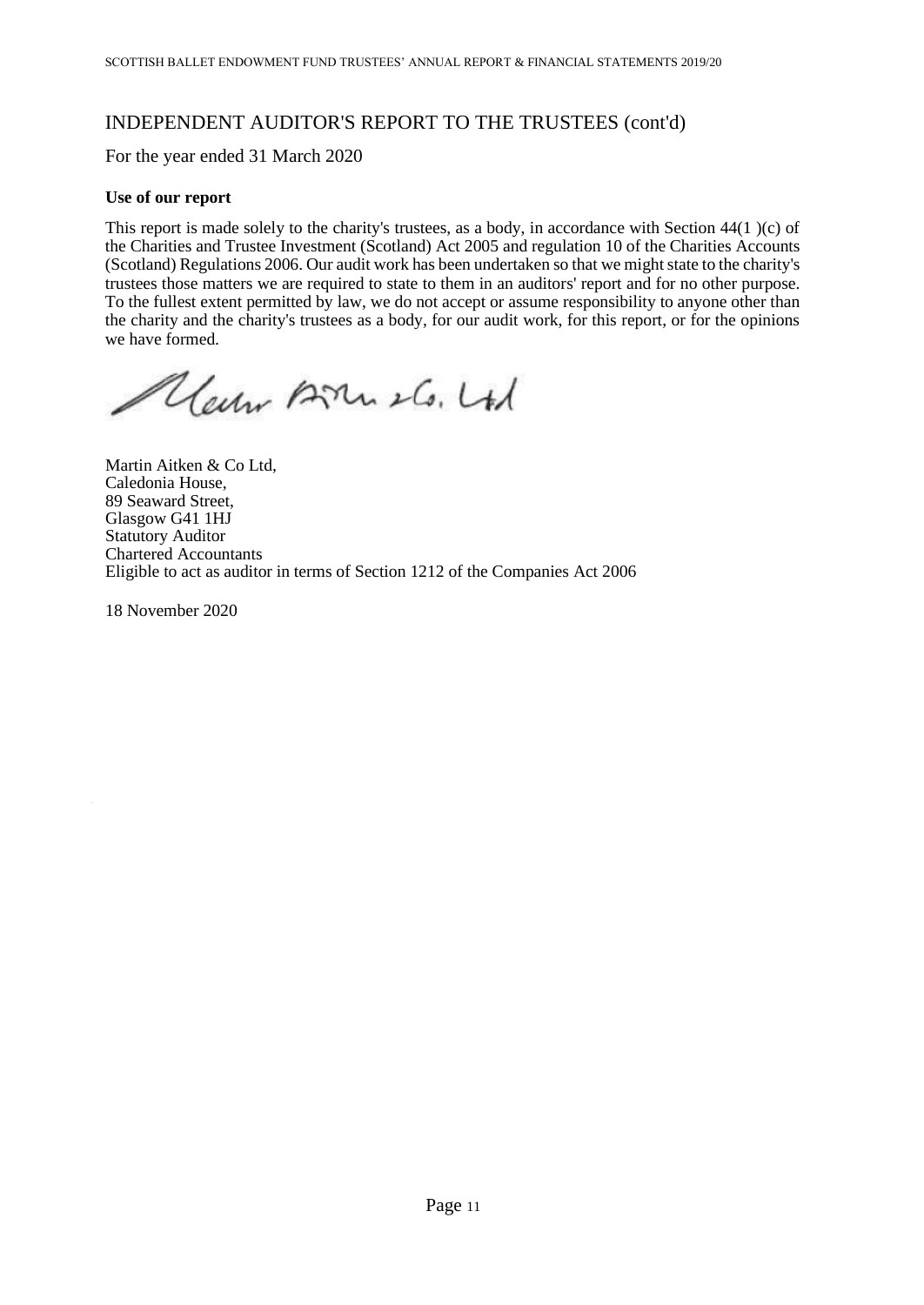## INDEPENDENT AUDITOR'S REPORT TO THE TRUSTEES (cont'd)

For the year ended 31 March 2020

**Use of our report**

This report is made solely to the charity's trustees, as a body, in accordance with Section 44(1 )(c) of the Charities and Trustee Investment (Scotland) Act 2005 and regulation 10 of the Charities Accounts (Scotland) Regulations 2006. Our audit work has been undertaken so that we might state to the charity's trustees those matters we are required to state to them in an auditors' report and for no other purpose. To the fullest extent permitted by law, we do not accept or assume responsibility to anyone other than the charity and the charity's trustees as a body, for our audit work, for this report, or for the opinions we have formed.

Martin Aitken & Co Ltd,
Caledonia House,
89 Seaward Street,
Glasgow G41 1HJ
Statutory Auditor
Chartered Accountants
Eligible to act as auditor in terms of Section 1212 of the Companies Act 2006

18 November 2020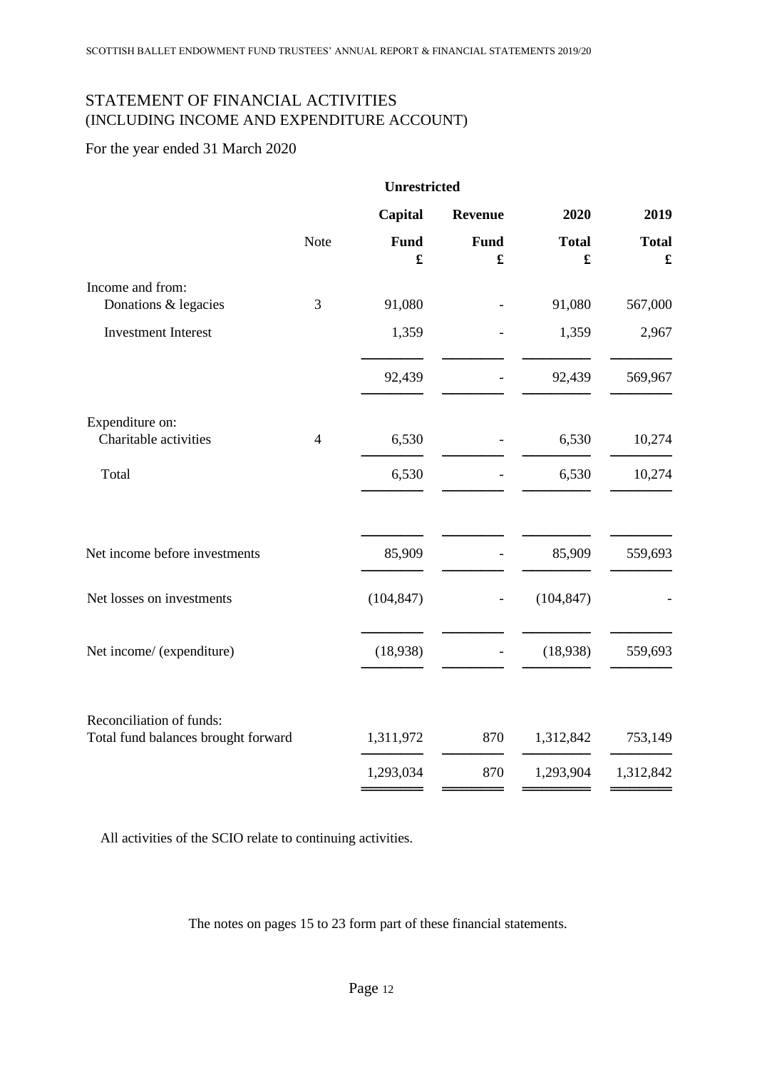# STATEMENT OF FINANCIAL ACTIVITIES
(INCLUDING INCOME AND EXPENDITURE ACCOUNT)

For the year ended 31 March 2020

| | Note | Unrestricted | | | |
|---|---|---|---|---|---|
| | | **Capital** | **Revenue** | **2020** | **2019** |
| | | **Fund** | **Fund** | **Total** | **Total** |
| | | **£** | **£** | **£** | **£** |
| Income and from: | | | | | |
| Donations & legacies | 3 | 91,080 | - | 91,080 | 567,000 |
| Investment Interest | | 1,359 | - | 1,359 | 2,967 |
| | | 92,439 | - | 92,439 | 569,967 |
| Expenditure on: | | | | | |
| Charitable activities | 4 | 6,530 | - | 6,530 | 10,274 |
| Total | | 6,530 | - | 6,530 | 10,274 |
| Net income before investments | | 85,909 | - | 85,909 | 559,693 |
| Net losses on investments | | (104,847) | - | (104,847) | - |
| Net income/ (expenditure) | | (18,938) | - | (18,938) | 559,693 |
| Reconciliation of funds: | | | | | |
| Total fund balances brought forward | | 1,311,972 | 870 | 1,312,842 | 753,149 |
| | | 1,293,034 | 870 | 1,293,904 | 1,312,842 |

All activities of the SCIO relate to continuing activities.

The notes on pages 15 to 23 form part of these financial statements.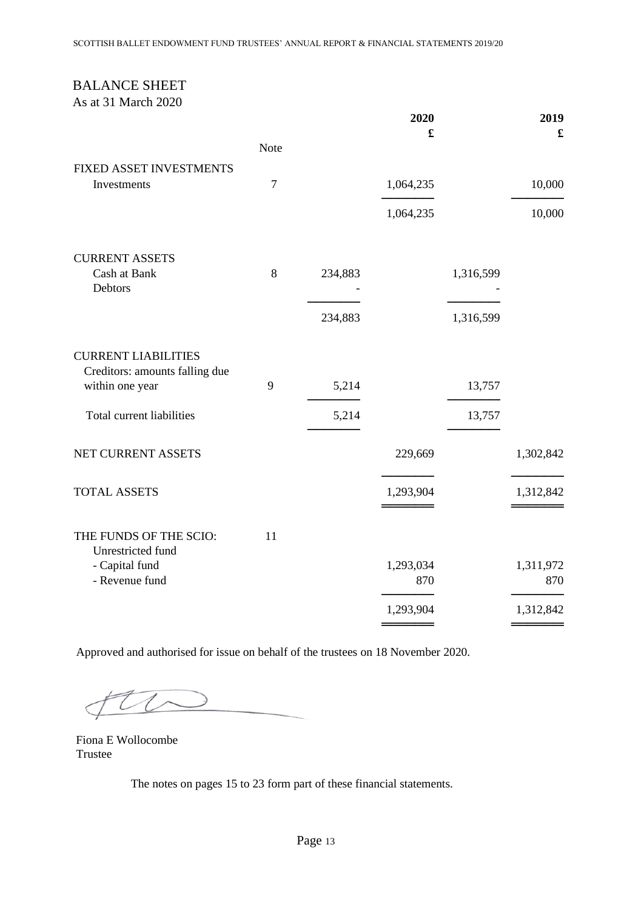# BALANCE SHEET

As at 31 March 2020

| | Note | | 2020 £ | | 2019 £ |
|---|---|---|---|---|---|
| **FIXED ASSET INVESTMENTS** | | | | | |
| Investments | 7 | | 1,064,235 | | 10,000 |
| | | | 1,064,235 | | 10,000 |
| **CURRENT ASSETS** | | | | | |
| Cash at Bank | 8 | 234,883 | | 1,316,599 | |
| Debtors | | - | | - | |
| | | 234,883 | | 1,316,599 | |
| **CURRENT LIABILITIES** | | | | | |
| Creditors: amounts falling due within one year | 9 | 5,214 | | 13,757 | |
| Total current liabilities | | 5,214 | | 13,757 | |
| NET CURRENT ASSETS | | | 229,669 | | 1,302,842 |
| TOTAL ASSETS | | | 1,293,904 | | 1,312,842 |
| THE FUNDS OF THE SCIO: | 11 | | | | |
| Unrestricted fund | | | | | |
| - Capital fund | | | 1,293,034 | | 1,311,972 |
| - Revenue fund | | | 870 | | 870 |
| | | | 1,293,904 | | 1,312,842 |

Approved and authorised for issue on behalf of the trustees on 18 November 2020.

Fiona E Wollocombe
Trustee

The notes on pages 15 to 23 form part of these financial statements.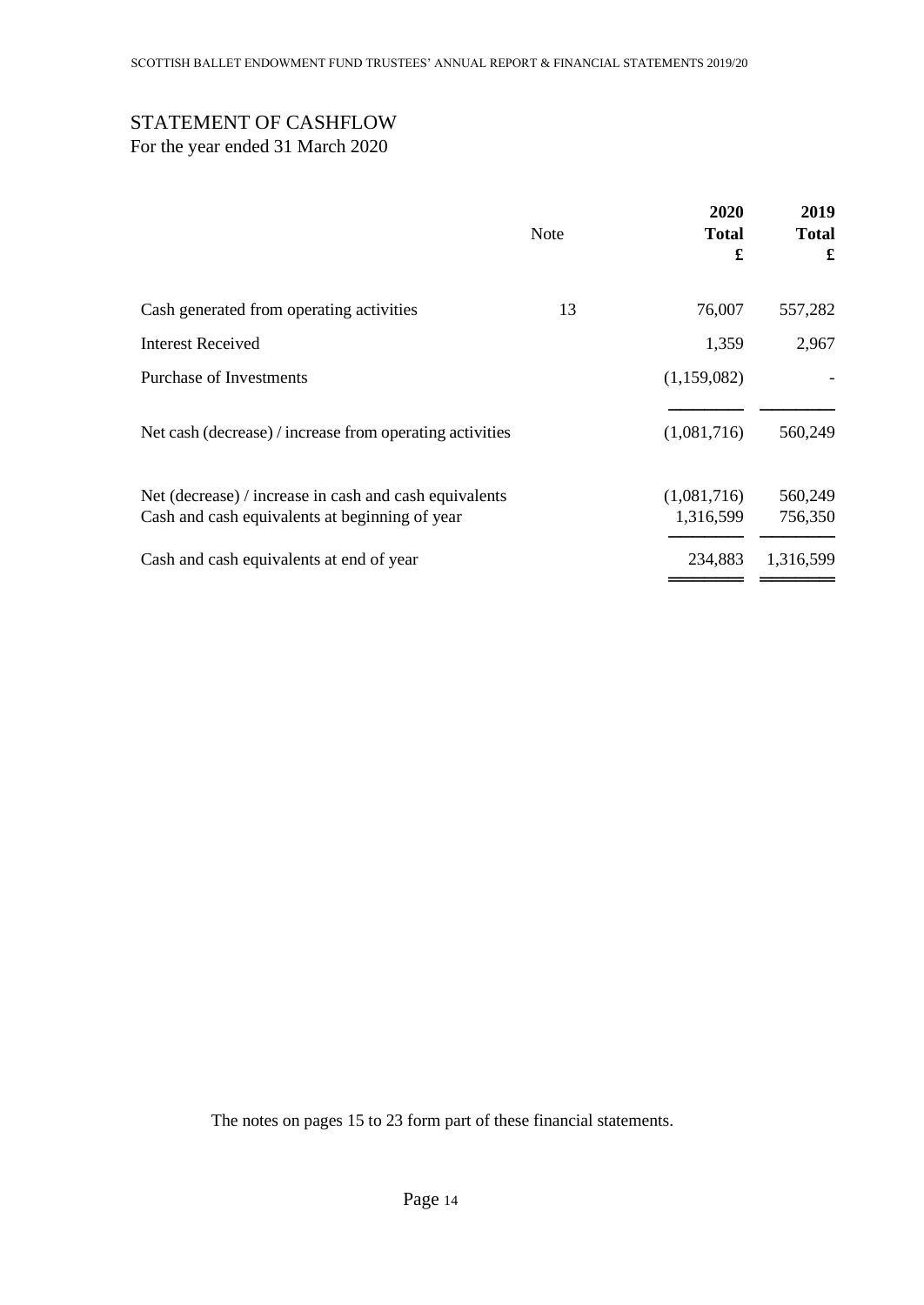# STATEMENT OF CASHFLOW

For the year ended 31 March 2020

| | Note | 2020 Total £ | 2019 Total £ |
|---|---|---|---|
| Cash generated from operating activities | 13 | 76,007 | 557,282 |
| Interest Received | | 1,359 | 2,967 |
| Purchase of Investments | | (1,159,082) | - |
| Net cash (decrease) / increase from operating activities | | (1,081,716) | 560,249 |
| Net (decrease) / increase in cash and cash equivalents | | (1,081,716) | 560,249 |
| Cash and cash equivalents at beginning of year | | 1,316,599 | 756,350 |
| Cash and cash equivalents at end of year | | 234,883 | 1,316,599 |

The notes on pages 15 to 23 form part of these financial statements.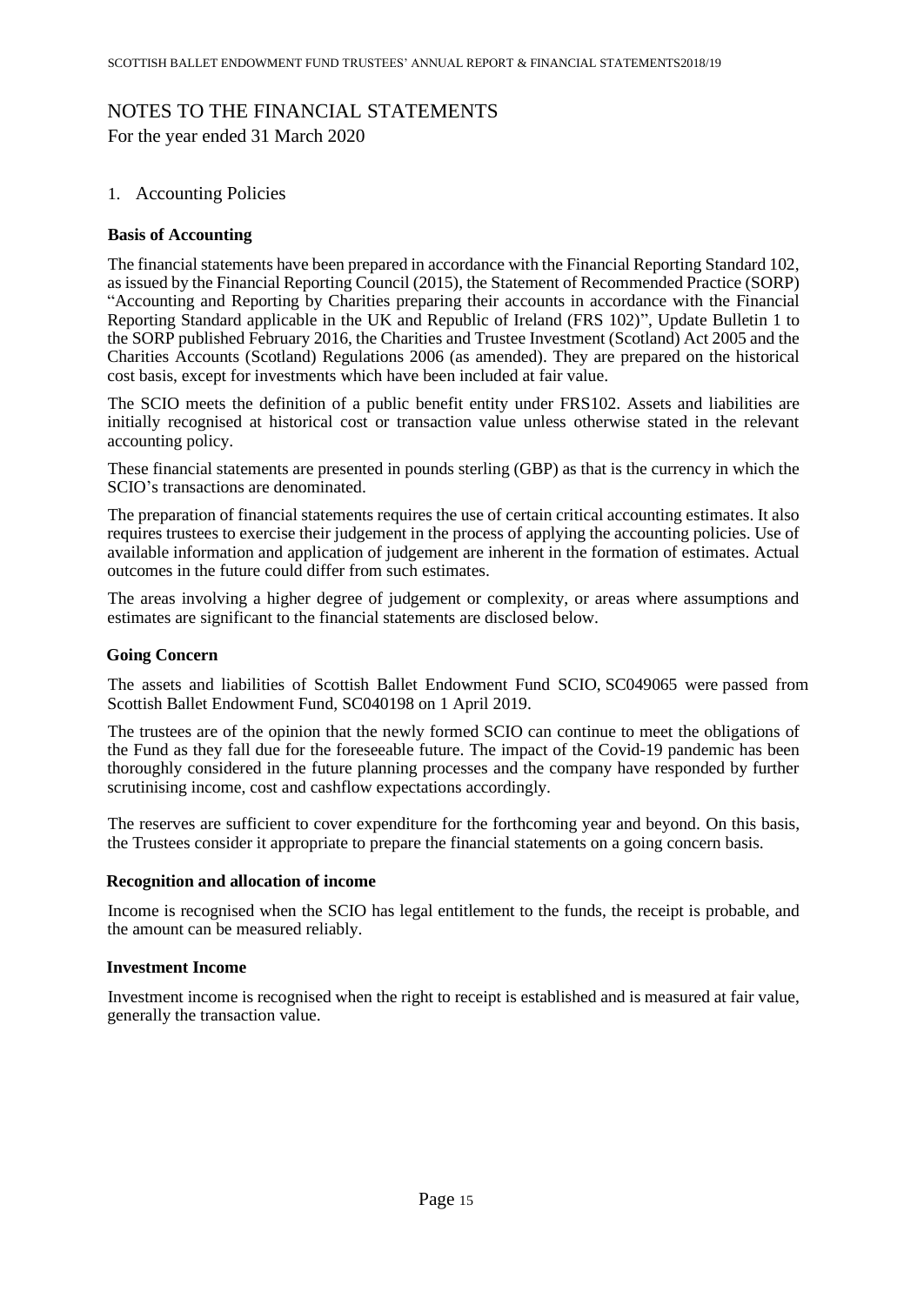# NOTES TO THE FINANCIAL STATEMENTS

For the year ended 31 March 2020

## 1. Accounting Policies

### Basis of Accounting

The financial statements have been prepared in accordance with the Financial Reporting Standard 102, as issued by the Financial Reporting Council (2015), the Statement of Recommended Practice (SORP) "Accounting and Reporting by Charities preparing their accounts in accordance with the Financial Reporting Standard applicable in the UK and Republic of Ireland (FRS 102)", Update Bulletin 1 to the SORP published February 2016, the Charities and Trustee Investment (Scotland) Act 2005 and the Charities Accounts (Scotland) Regulations 2006 (as amended). They are prepared on the historical cost basis, except for investments which have been included at fair value.

The SCIO meets the definition of a public benefit entity under FRS102. Assets and liabilities are initially recognised at historical cost or transaction value unless otherwise stated in the relevant accounting policy.

These financial statements are presented in pounds sterling (GBP) as that is the currency in which the SCIO's transactions are denominated.

The preparation of financial statements requires the use of certain critical accounting estimates. It also requires trustees to exercise their judgement in the process of applying the accounting policies. Use of available information and application of judgement are inherent in the formation of estimates. Actual outcomes in the future could differ from such estimates.

The areas involving a higher degree of judgement or complexity, or areas where assumptions and estimates are significant to the financial statements are disclosed below.

### Going Concern

The assets and liabilities of Scottish Ballet Endowment Fund SCIO, SC049065 were passed from Scottish Ballet Endowment Fund, SC040198 on 1 April 2019.

The trustees are of the opinion that the newly formed SCIO can continue to meet the obligations of the Fund as they fall due for the foreseeable future. The impact of the Covid-19 pandemic has been thoroughly considered in the future planning processes and the company have responded by further scrutinising income, cost and cashflow expectations accordingly.

The reserves are sufficient to cover expenditure for the forthcoming year and beyond. On this basis, the Trustees consider it appropriate to prepare the financial statements on a going concern basis.

### Recognition and allocation of income

Income is recognised when the SCIO has legal entitlement to the funds, the receipt is probable, and the amount can be measured reliably.

### Investment Income

Investment income is recognised when the right to receipt is established and is measured at fair value, generally the transaction value.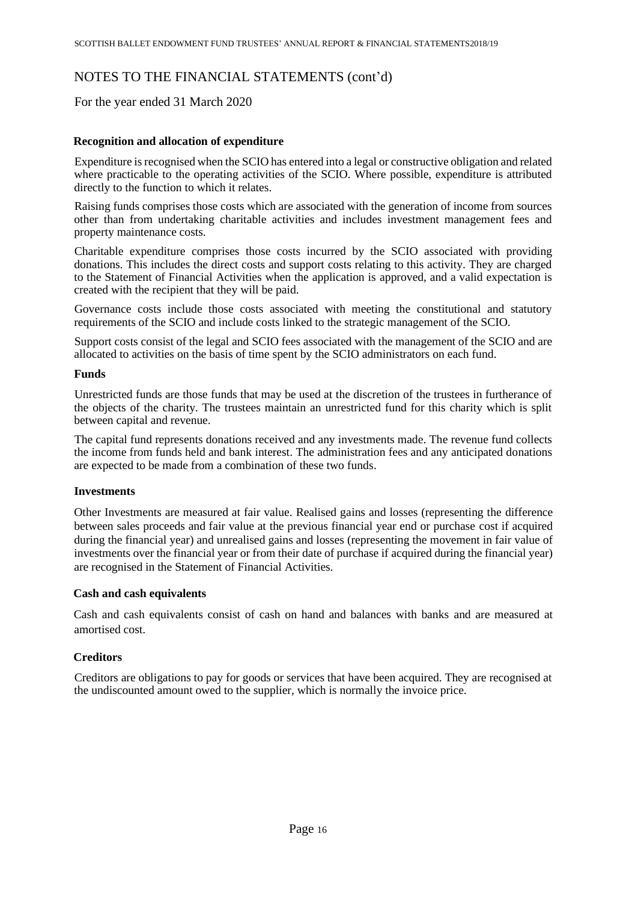# NOTES TO THE FINANCIAL STATEMENTS (cont'd)

For the year ended 31 March 2020

### Recognition and allocation of expenditure

Expenditure is recognised when the SCIO has entered into a legal or constructive obligation and related where practicable to the operating activities of the SCIO. Where possible, expenditure is attributed directly to the function to which it relates.

Raising funds comprises those costs which are associated with the generation of income from sources other than from undertaking charitable activities and includes investment management fees and property maintenance costs.

Charitable expenditure comprises those costs incurred by the SCIO associated with providing donations. This includes the direct costs and support costs relating to this activity. They are charged to the Statement of Financial Activities when the application is approved, and a valid expectation is created with the recipient that they will be paid.

Governance costs include those costs associated with meeting the constitutional and statutory requirements of the SCIO and include costs linked to the strategic management of the SCIO.

Support costs consist of the legal and SCIO fees associated with the management of the SCIO and are allocated to activities on the basis of time spent by the SCIO administrators on each fund.

### Funds

Unrestricted funds are those funds that may be used at the discretion of the trustees in furtherance of the objects of the charity. The trustees maintain an unrestricted fund for this charity which is split between capital and revenue.

The capital fund represents donations received and any investments made. The revenue fund collects the income from funds held and bank interest. The administration fees and any anticipated donations are expected to be made from a combination of these two funds.

### Investments

Other Investments are measured at fair value. Realised gains and losses (representing the difference between sales proceeds and fair value at the previous financial year end or purchase cost if acquired during the financial year) and unrealised gains and losses (representing the movement in fair value of investments over the financial year or from their date of purchase if acquired during the financial year) are recognised in the Statement of Financial Activities.

### Cash and cash equivalents

Cash and cash equivalents consist of cash on hand and balances with banks and are measured at amortised cost.

### Creditors

Creditors are obligations to pay for goods or services that have been acquired. They are recognised at the undiscounted amount owed to the supplier, which is normally the invoice price.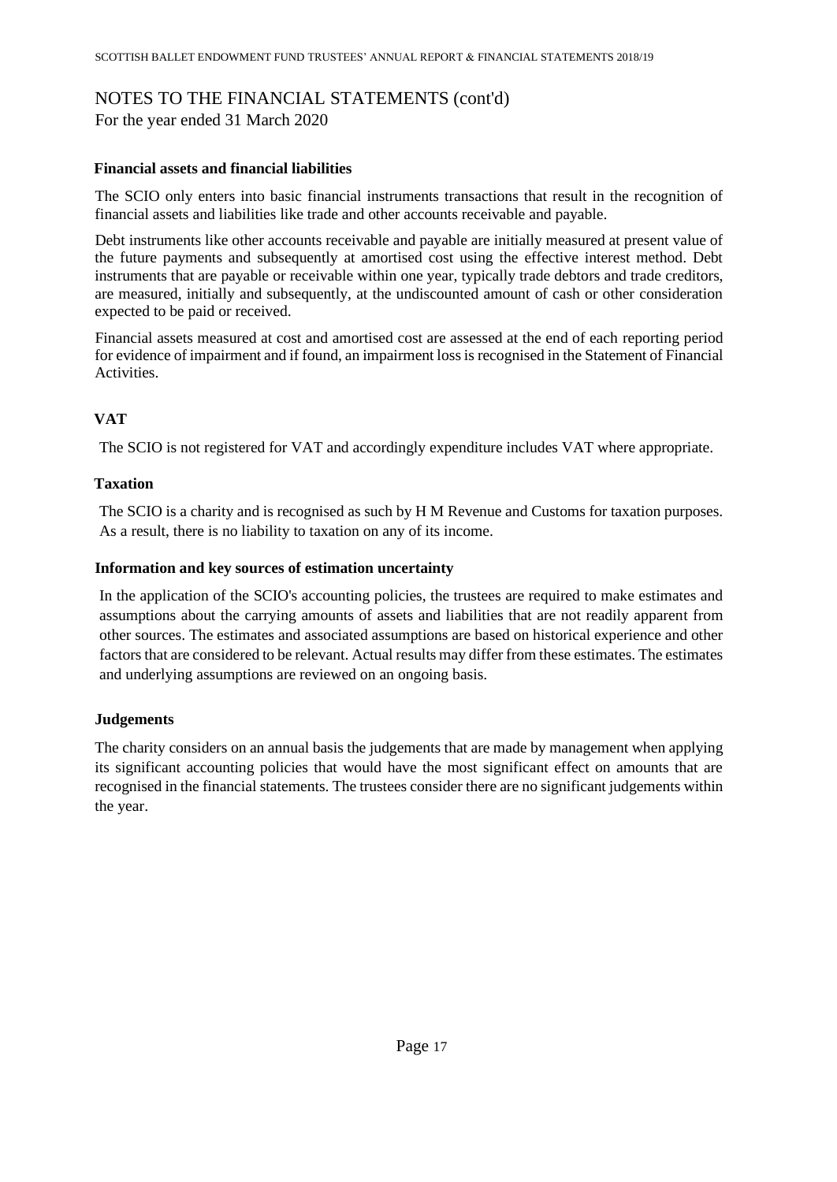# NOTES TO THE FINANCIAL STATEMENTS (cont'd)

For the year ended 31 March 2020

**Financial assets and financial liabilities**

The SCIO only enters into basic financial instruments transactions that result in the recognition of financial assets and liabilities like trade and other accounts receivable and payable.

Debt instruments like other accounts receivable and payable are initially measured at present value of the future payments and subsequently at amortised cost using the effective interest method. Debt instruments that are payable or receivable within one year, typically trade debtors and trade creditors, are measured, initially and subsequently, at the undiscounted amount of cash or other consideration expected to be paid or received.

Financial assets measured at cost and amortised cost are assessed at the end of each reporting period for evidence of impairment and if found, an impairment loss is recognised in the Statement of Financial Activities.

**VAT**

The SCIO is not registered for VAT and accordingly expenditure includes VAT where appropriate.

**Taxation**

The SCIO is a charity and is recognised as such by H M Revenue and Customs for taxation purposes. As a result, there is no liability to taxation on any of its income.

**Information and key sources of estimation uncertainty**

In the application of the SCIO's accounting policies, the trustees are required to make estimates and assumptions about the carrying amounts of assets and liabilities that are not readily apparent from other sources. The estimates and associated assumptions are based on historical experience and other factors that are considered to be relevant. Actual results may differ from these estimates. The estimates and underlying assumptions are reviewed on an ongoing basis.

**Judgements**

The charity considers on an annual basis the judgements that are made by management when applying its significant accounting policies that would have the most significant effect on amounts that are recognised in the financial statements. The trustees consider there are no significant judgements within the year.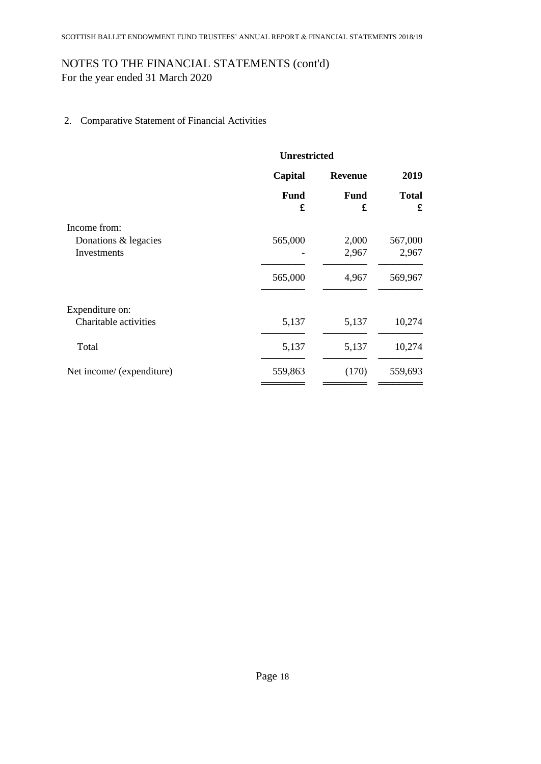# NOTES TO THE FINANCIAL STATEMENTS (cont'd)

For the year ended 31 March 2020

2. Comparative Statement of Financial Activities

| | Unrestricted | | |
|---|---|---|---|
| | **Capital** | **Revenue** | **2019** |
| | **Fund** | **Fund** | **Total** |
| | **£** | **£** | **£** |
| Income from: | | | |
| Donations & legacies | 565,000 | 2,000 | 567,000 |
| Investments | - | 2,967 | 2,967 |
| | 565,000 | 4,967 | 569,967 |
| Expenditure on: | | | |
| Charitable activities | 5,137 | 5,137 | 10,274 |
| Total | 5,137 | 5,137 | 10,274 |
| Net income/ (expenditure) | 559,863 | (170) | 559,693 |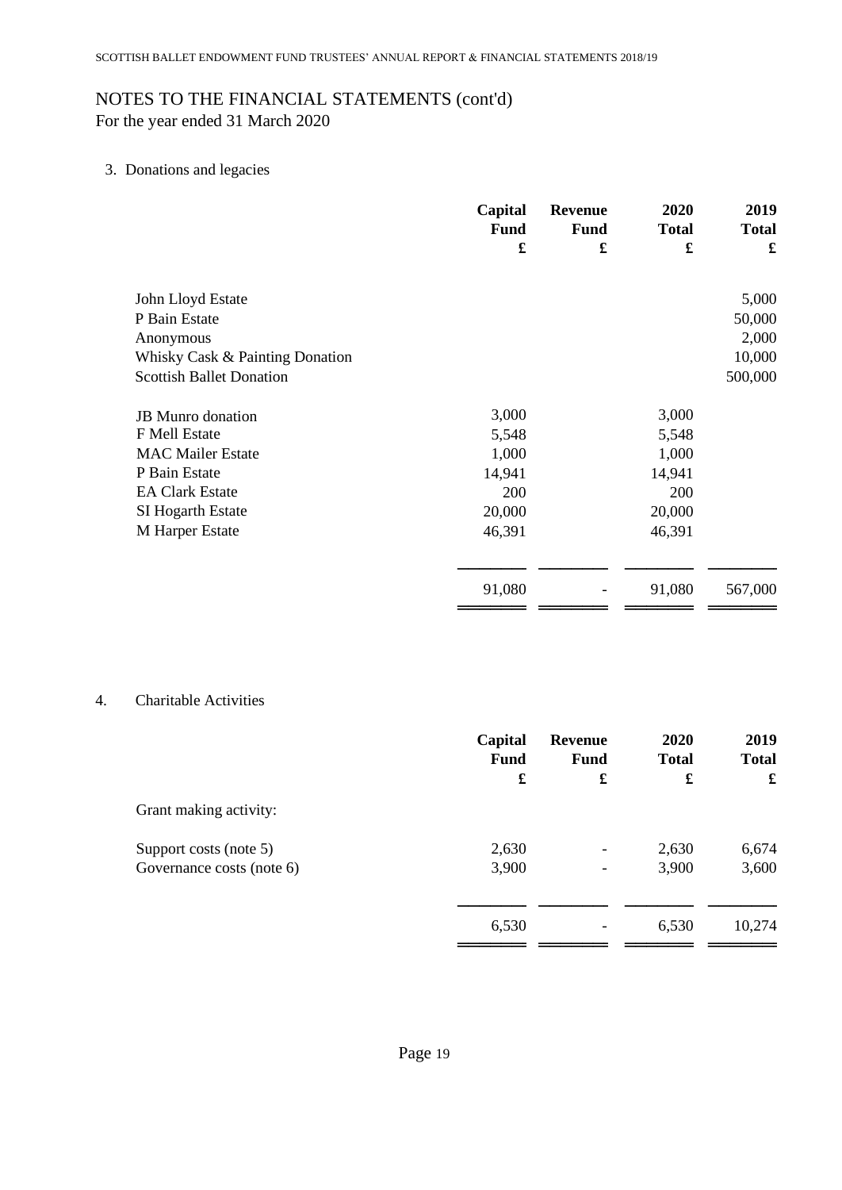# NOTES TO THE FINANCIAL STATEMENTS (cont'd)

For the year ended 31 March 2020

## 3. Donations and legacies

| | Capital Fund £ | Revenue Fund £ | 2020 Total £ | 2019 Total £ |
|---|---|---|---|---|
| John Lloyd Estate | | | | 5,000 |
| P Bain Estate | | | | 50,000 |
| Anonymous | | | | 2,000 |
| Whisky Cask & Painting Donation | | | | 10,000 |
| Scottish Ballet Donation | | | | 500,000 |
| JB Munro donation | 3,000 | | 3,000 | |
| F Mell Estate | 5,548 | | 5,548 | |
| MAC Mailer Estate | 1,000 | | 1,000 | |
| P Bain Estate | 14,941 | | 14,941 | |
| EA Clark Estate | 200 | | 200 | |
| SI Hogarth Estate | 20,000 | | 20,000 | |
| M Harper Estate | 46,391 | | 46,391 | |
| | 91,080 | - | 91,080 | 567,000 |

## 4. Charitable Activities

| | Capital Fund £ | Revenue Fund £ | 2020 Total £ | 2019 Total £ |
|---|---|---|---|---|
| Grant making activity: | | | | |
| Support costs (note 5) | 2,630 | - | 2,630 | 6,674 |
| Governance costs (note 6) | 3,900 | - | 3,900 | 3,600 |
| | 6,530 | - | 6,530 | 10,274 |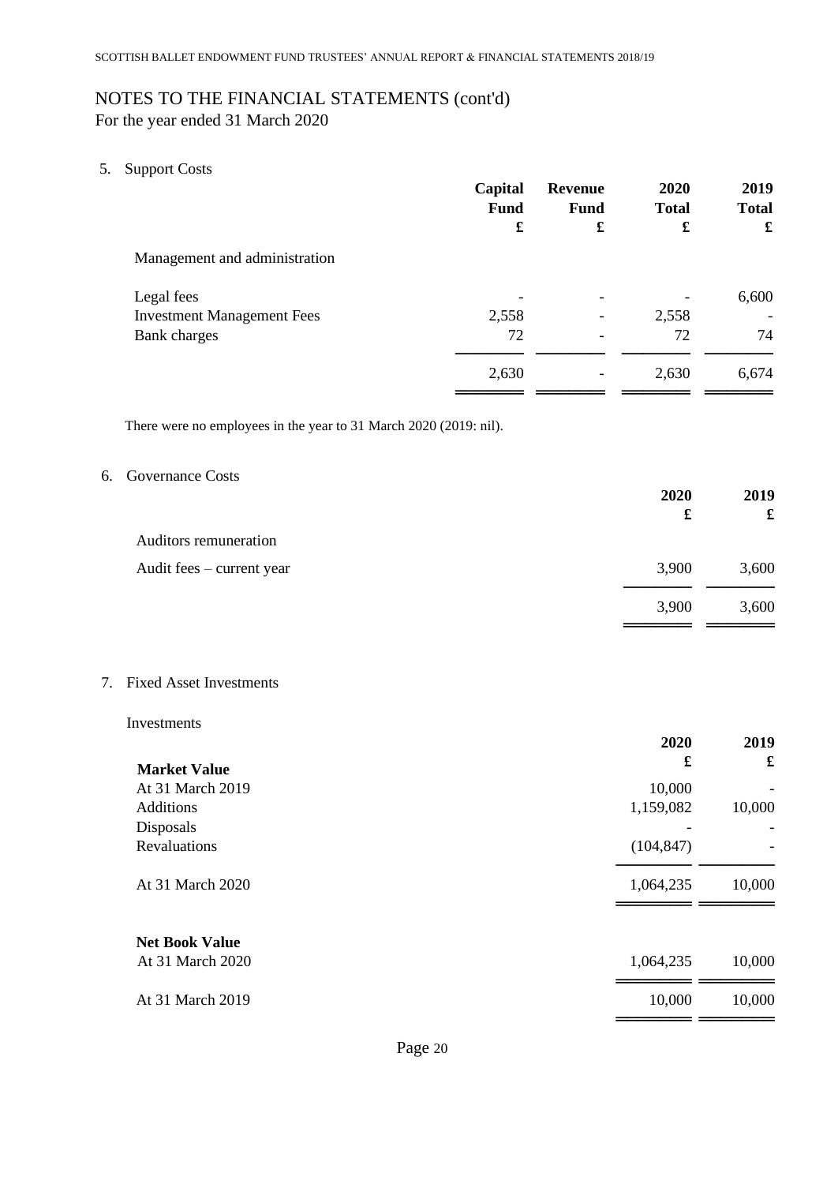# NOTES TO THE FINANCIAL STATEMENTS (cont'd)

For the year ended 31 March 2020

## 5. Support Costs

| | Capital Fund £ | Revenue Fund £ | 2020 Total £ | 2019 Total £ |
|---|---|---|---|---|
| Management and administration | | | | |
| Legal fees | - | - | - | 6,600 |
| Investment Management Fees | 2,558 | - | 2,558 | - |
| Bank charges | 72 | - | 72 | 74 |
| | 2,630 | - | 2,630 | 6,674 |

There were no employees in the year to 31 March 2020 (2019: nil).

## 6. Governance Costs

| | 2020 £ | 2019 £ |
|---|---|---|
| Auditors remuneration | | |
| Audit fees – current year | 3,900 | 3,600 |
| | 3,900 | 3,600 |

## 7. Fixed Asset Investments

Investments

| | 2020 £ | 2019 £ |
|---|---|---|
| **Market Value** | | |
| At 31 March 2019 | 10,000 | - |
| Additions | 1,159,082 | 10,000 |
| Disposals | - | - |
| Revaluations | (104,847) | - |
| At 31 March 2020 | 1,064,235 | 10,000 |
| **Net Book Value** | | |
| At 31 March 2020 | 1,064,235 | 10,000 |
| At 31 March 2019 | 10,000 | 10,000 |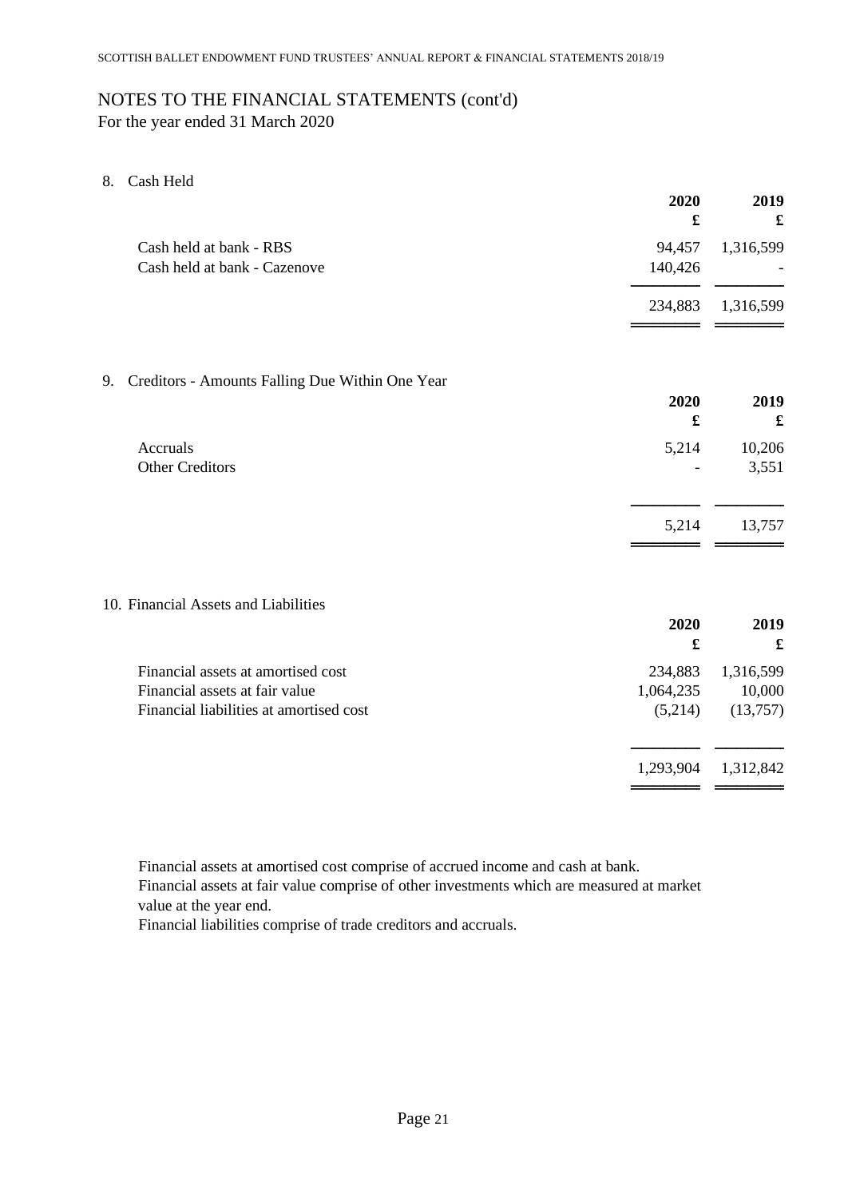# NOTES TO THE FINANCIAL STATEMENTS (cont'd)

For the year ended 31 March 2020

## 8. Cash Held

| | 2020 £ | 2019 £ |
|---|---|---|
| Cash held at bank - RBS | 94,457 | 1,316,599 |
| Cash held at bank - Cazenove | 140,426 | - |
| | 234,883 | 1,316,599 |

## 9. Creditors - Amounts Falling Due Within One Year

| | 2020 £ | 2019 £ |
|---|---|---|
| Accruals | 5,214 | 10,206 |
| Other Creditors | - | 3,551 |
| | 5,214 | 13,757 |

## 10. Financial Assets and Liabilities

| | 2020 £ | 2019 £ |
|---|---|---|
| Financial assets at amortised cost | 234,883 | 1,316,599 |
| Financial assets at fair value | 1,064,235 | 10,000 |
| Financial liabilities at amortised cost | (5,214) | (13,757) |
| | 1,293,904 | 1,312,842 |

Financial assets at amortised cost comprise of accrued income and cash at bank.
Financial assets at fair value comprise of other investments which are measured at market value at the year end.
Financial liabilities comprise of trade creditors and accruals.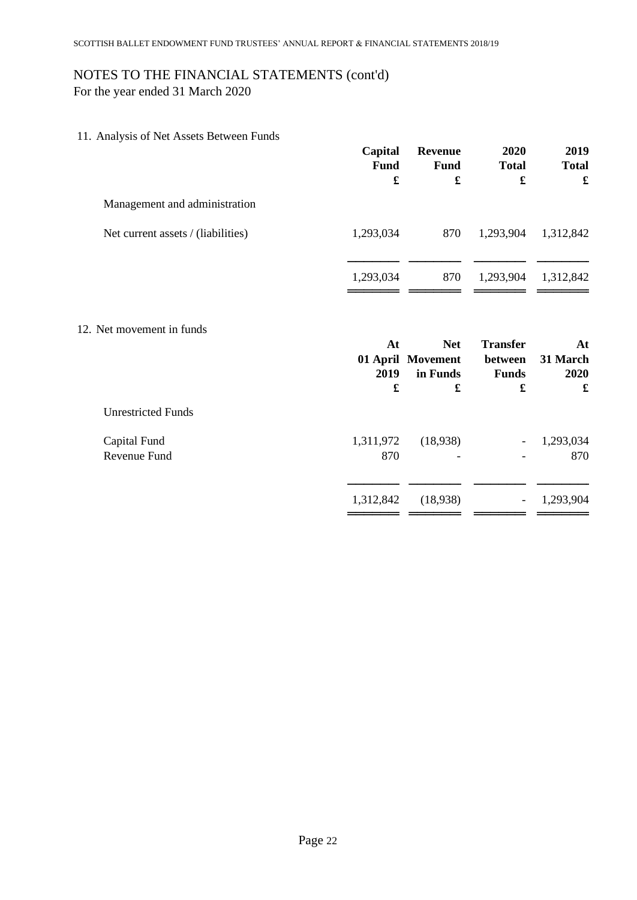# NOTES TO THE FINANCIAL STATEMENTS (cont'd)

For the year ended 31 March 2020

## 11. Analysis of Net Assets Between Funds

| | Capital Fund £ | Revenue Fund £ | 2020 Total £ | 2019 Total £ |
|---|---|---|---|---|
| Management and administration | | | | |
| Net current assets / (liabilities) | 1,293,034 | 870 | 1,293,904 | 1,312,842 |
| | 1,293,034 | 870 | 1,293,904 | 1,312,842 |

## 12. Net movement in funds

| | At 01 April 2019 £ | Net Movement in Funds £ | Transfer between Funds £ | At 31 March 2020 £ |
|---|---|---|---|---|
| Unrestricted Funds | | | | |
| Capital Fund | 1,311,972 | (18,938) | - | 1,293,034 |
| Revenue Fund | 870 | - | - | 870 |
| | 1,312,842 | (18,938) | - | 1,293,904 |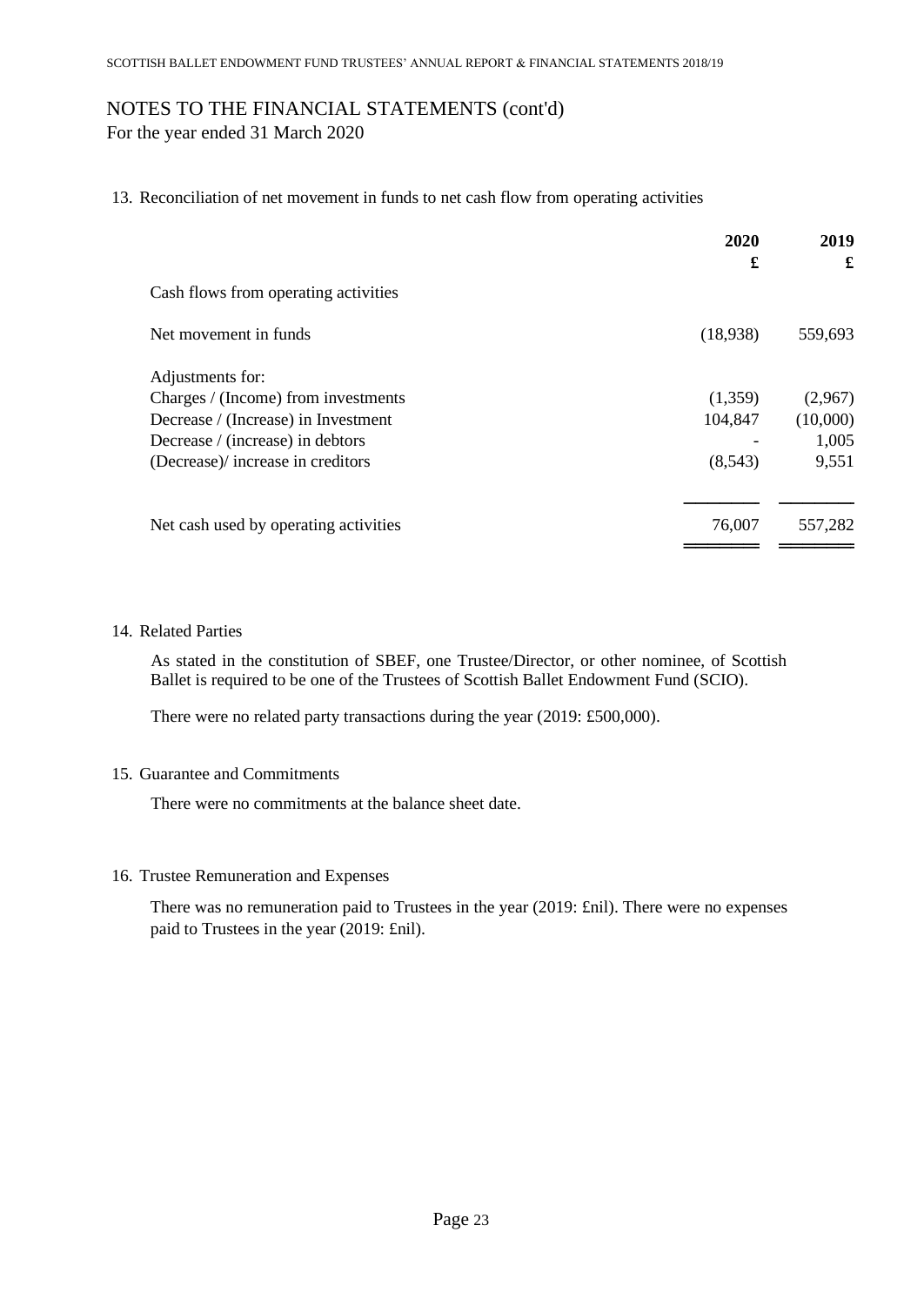# NOTES TO THE FINANCIAL STATEMENTS (cont'd)

For the year ended 31 March 2020

## 13. Reconciliation of net movement in funds to net cash flow from operating activities

| | 2020 £ | 2019 £ |
|---|---|---|
| Cash flows from operating activities | | |
| Net movement in funds | (18,938) | 559,693 |
| Adjustments for: | | |
| Charges / (Income) from investments | (1,359) | (2,967) |
| Decrease / (Increase) in Investment | 104,847 | (10,000) |
| Decrease / (increase) in debtors | - | 1,005 |
| (Decrease)/ increase in creditors | (8,543) | 9,551 |
| Net cash used by operating activities | 76,007 | 557,282 |

## 14. Related Parties

As stated in the constitution of SBEF, one Trustee/Director, or other nominee, of Scottish Ballet is required to be one of the Trustees of Scottish Ballet Endowment Fund (SCIO).

There were no related party transactions during the year (2019: £500,000).

## 15. Guarantee and Commitments

There were no commitments at the balance sheet date.

## 16. Trustee Remuneration and Expenses

There was no remuneration paid to Trustees in the year (2019: £nil). There were no expenses paid to Trustees in the year (2019: £nil).